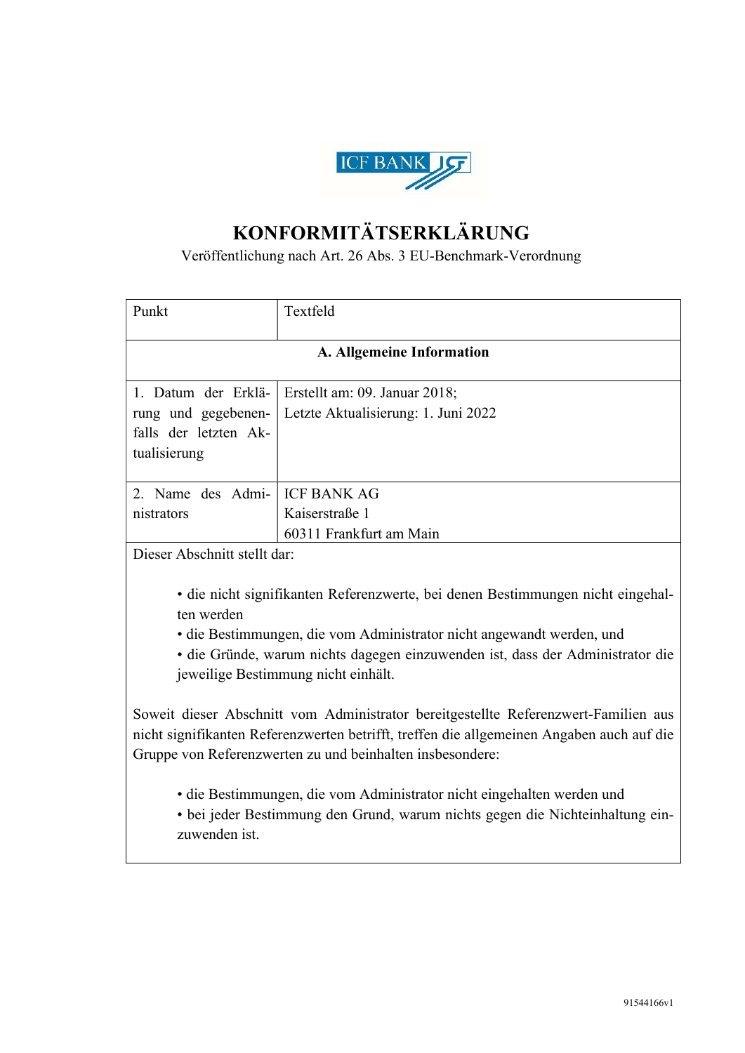# KONFORMITÄTSERKLÄRUNG

Veröffentlichung nach Art. 26 Abs. 3 EU-Benchmark-Verordnung

| Punkt | Textfeld |
| --- | --- |
| **A. Allgemeine Information** | |
| 1. Datum der Erklärung und gegebenenfalls der letzten Aktualisierung | Erstellt am: 09. Januar 2018;<br>Letzte Aktualisierung: 1. Juni 2022 |
| 2. Name des Administrators | ICF BANK AG<br>Kaiserstraße 1<br>60311 Frankfurt am Main |
| Dieser Abschnitt stellt dar:<br><br>• die nicht signifikanten Referenzwerte, bei denen Bestimmungen nicht eingehalten werden<br>• die Bestimmungen, die vom Administrator nicht angewandt werden, und<br>• die Gründe, warum nichts dagegen einzuwenden ist, dass der Administrator die jeweilige Bestimmung nicht einhält.<br><br>Soweit dieser Abschnitt vom Administrator bereitgestellte Referenzwert-Familien aus nicht signifikanten Referenzwerten betrifft, treffen die allgemeinen Angaben auch auf die Gruppe von Referenzwerten zu und beinhalten insbesondere:<br><br>• die Bestimmungen, die vom Administrator nicht eingehalten werden und<br>• bei jeder Bestimmung den Grund, warum nichts gegen die Nichteinhaltung einzuwenden ist. | |

91544166v1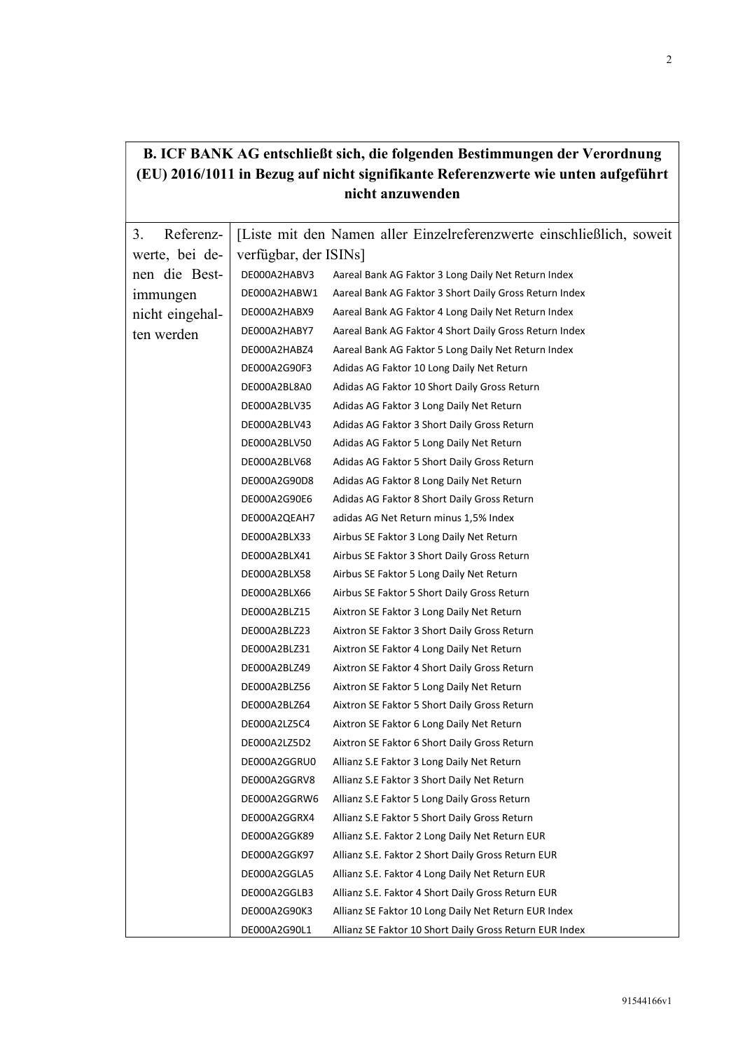**B. ICF BANK AG entschließt sich, die folgenden Bestimmungen der Verordnung (EU) 2016/1011 in Bezug auf nicht signifikante Referenzwerte wie unten aufgeführt nicht anzuwenden**

| 3. Referenzwerte, bei denen die Bestimmungen nicht eingehalten werden | [Liste mit den Namen aller Einzelreferenzwerte einschließlich, soweit verfügbar, der ISINs] | |
|---|---|---|
| | DE000A2HABV3 | Aareal Bank AG Faktor 3 Long Daily Net Return Index |
| | DE000A2HABW1 | Aareal Bank AG Faktor 3 Short Daily Gross Return Index |
| | DE000A2HABX9 | Aareal Bank AG Faktor 4 Long Daily Net Return Index |
| | DE000A2HABY7 | Aareal Bank AG Faktor 4 Short Daily Gross Return Index |
| | DE000A2HABZ4 | Aareal Bank AG Faktor 5 Long Daily Net Return Index |
| | DE000A2G90F3 | Adidas AG Faktor 10 Long Daily Net Return |
| | DE000A2BL8A0 | Adidas AG Faktor 10 Short Daily Gross Return |
| | DE000A2BLV35 | Adidas AG Faktor 3 Long Daily Net Return |
| | DE000A2BLV43 | Adidas AG Faktor 3 Short Daily Gross Return |
| | DE000A2BLV50 | Adidas AG Faktor 5 Long Daily Net Return |
| | DE000A2BLV68 | Adidas AG Faktor 5 Short Daily Gross Return |
| | DE000A2G90D8 | Adidas AG Faktor 8 Long Daily Net Return |
| | DE000A2G90E6 | Adidas AG Faktor 8 Short Daily Gross Return |
| | DE000A2QEAH7 | adidas AG Net Return minus 1,5% Index |
| | DE000A2BLX33 | Airbus SE Faktor 3 Long Daily Net Return |
| | DE000A2BLX41 | Airbus SE Faktor 3 Short Daily Gross Return |
| | DE000A2BLX58 | Airbus SE Faktor 5 Long Daily Net Return |
| | DE000A2BLX66 | Airbus SE Faktor 5 Short Daily Gross Return |
| | DE000A2BLZ15 | Aixtron SE Faktor 3 Long Daily Net Return |
| | DE000A2BLZ23 | Aixtron SE Faktor 3 Short Daily Gross Return |
| | DE000A2BLZ31 | Aixtron SE Faktor 4 Long Daily Net Return |
| | DE000A2BLZ49 | Aixtron SE Faktor 4 Short Daily Gross Return |
| | DE000A2BLZ56 | Aixtron SE Faktor 5 Long Daily Net Return |
| | DE000A2BLZ64 | Aixtron SE Faktor 5 Short Daily Gross Return |
| | DE000A2LZ5C4 | Aixtron SE Faktor 6 Long Daily Net Return |
| | DE000A2LZ5D2 | Aixtron SE Faktor 6 Short Daily Gross Return |
| | DE000A2GGRU0 | Allianz S.E Faktor 3 Long Daily Net Return |
| | DE000A2GGRV8 | Allianz S.E Faktor 3 Short Daily Net Return |
| | DE000A2GGRW6 | Allianz S.E Faktor 5 Long Daily Gross Return |
| | DE000A2GGRX4 | Allianz S.E Faktor 5 Short Daily Gross Return |
| | DE000A2GGK89 | Allianz S.E. Faktor 2 Long Daily Net Return EUR |
| | DE000A2GGK97 | Allianz S.E. Faktor 2 Short Daily Gross Return EUR |
| | DE000A2GGLA5 | Allianz S.E. Faktor 4 Long Daily Net Return EUR |
| | DE000A2GGLB3 | Allianz S.E. Faktor 4 Short Daily Gross Return EUR |
| | DE000A2G90K3 | Allianz SE Faktor 10 Long Daily Net Return EUR Index |
| | DE000A2G90L1 | Allianz SE Faktor 10 Short Daily Gross Return EUR Index |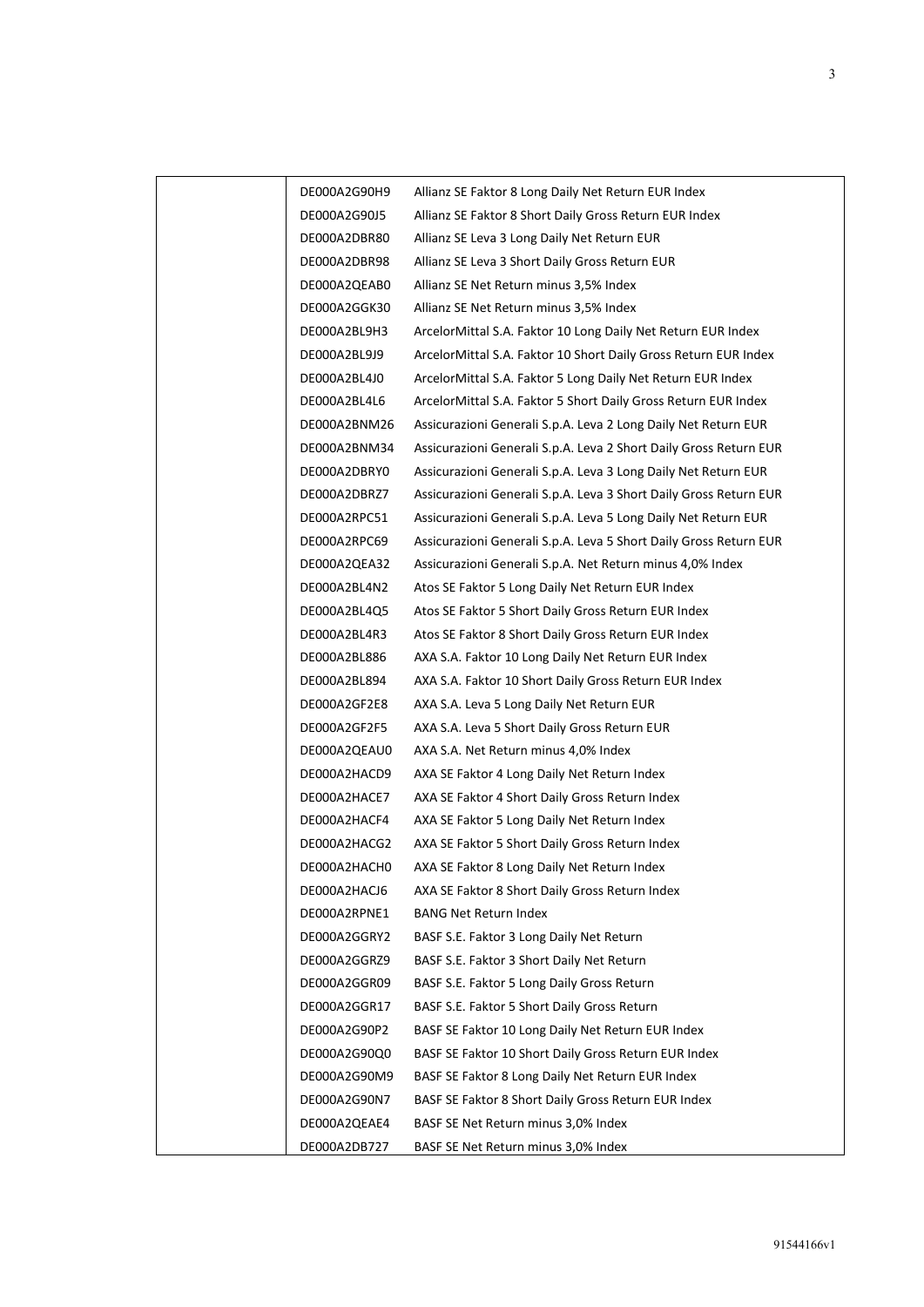| | | |
|---|---|---|
| | DE000A2G90H9 | Allianz SE Faktor 8 Long Daily Net Return EUR Index |
| | DE000A2G90J5 | Allianz SE Faktor 8 Short Daily Gross Return EUR Index |
| | DE000A2DBR80 | Allianz SE Leva 3 Long Daily Net Return EUR |
| | DE000A2DBR98 | Allianz SE Leva 3 Short Daily Gross Return EUR |
| | DE000A2QEAB0 | Allianz SE Net Return minus 3,5% Index |
| | DE000A2GGK30 | Allianz SE Net Return minus 3,5% Index |
| | DE000A2BL9H3 | ArcelorMittal S.A. Faktor 10 Long Daily Net Return EUR Index |
| | DE000A2BL9J9 | ArcelorMittal S.A. Faktor 10 Short Daily Gross Return EUR Index |
| | DE000A2BL4J0 | ArcelorMittal S.A. Faktor 5 Long Daily Net Return EUR Index |
| | DE000A2BL4L6 | ArcelorMittal S.A. Faktor 5 Short Daily Gross Return EUR Index |
| | DE000A2BNM26 | Assicurazioni Generali S.p.A. Leva 2 Long Daily Net Return EUR |
| | DE000A2BNM34 | Assicurazioni Generali S.p.A. Leva 2 Short Daily Gross Return EUR |
| | DE000A2DBRY0 | Assicurazioni Generali S.p.A. Leva 3 Long Daily Net Return EUR |
| | DE000A2DBRZ7 | Assicurazioni Generali S.p.A. Leva 3 Short Daily Gross Return EUR |
| | DE000A2RPC51 | Assicurazioni Generali S.p.A. Leva 5 Long Daily Net Return EUR |
| | DE000A2RPC69 | Assicurazioni Generali S.p.A. Leva 5 Short Daily Gross Return EUR |
| | DE000A2QEA32 | Assicurazioni Generali S.p.A. Net Return minus 4,0% Index |
| | DE000A2BL4N2 | Atos SE Faktor 5 Long Daily Net Return EUR Index |
| | DE000A2BL4Q5 | Atos SE Faktor 5 Short Daily Gross Return EUR Index |
| | DE000A2BL4R3 | Atos SE Faktor 8 Short Daily Gross Return EUR Index |
| | DE000A2BL886 | AXA S.A. Faktor 10 Long Daily Net Return EUR Index |
| | DE000A2BL894 | AXA S.A. Faktor 10 Short Daily Gross Return EUR Index |
| | DE000A2GF2E8 | AXA S.A. Leva 5 Long Daily Net Return EUR |
| | DE000A2GF2F5 | AXA S.A. Leva 5 Short Daily Gross Return EUR |
| | DE000A2QEAU0 | AXA S.A. Net Return minus 4,0% Index |
| | DE000A2HACD9 | AXA SE Faktor 4 Long Daily Net Return Index |
| | DE000A2HACE7 | AXA SE Faktor 4 Short Daily Gross Return Index |
| | DE000A2HACF4 | AXA SE Faktor 5 Long Daily Net Return Index |
| | DE000A2HACG2 | AXA SE Faktor 5 Short Daily Gross Return Index |
| | DE000A2HACH0 | AXA SE Faktor 8 Long Daily Net Return Index |
| | DE000A2HACJ6 | AXA SE Faktor 8 Short Daily Gross Return Index |
| | DE000A2RPNE1 | BANG Net Return Index |
| | DE000A2GGRY2 | BASF S.E. Faktor 3 Long Daily Net Return |
| | DE000A2GGRZ9 | BASF S.E. Faktor 3 Short Daily Net Return |
| | DE000A2GGR09 | BASF S.E. Faktor 5 Long Daily Gross Return |
| | DE000A2GGR17 | BASF S.E. Faktor 5 Short Daily Gross Return |
| | DE000A2G90P2 | BASF SE Faktor 10 Long Daily Net Return EUR Index |
| | DE000A2G90Q0 | BASF SE Faktor 10 Short Daily Gross Return EUR Index |
| | DE000A2G90M9 | BASF SE Faktor 8 Long Daily Net Return EUR Index |
| | DE000A2G90N7 | BASF SE Faktor 8 Short Daily Gross Return EUR Index |
| | DE000A2QEAE4 | BASF SE Net Return minus 3,0% Index |
| | DE000A2DB727 | BASF SE Net Return minus 3,0% Index |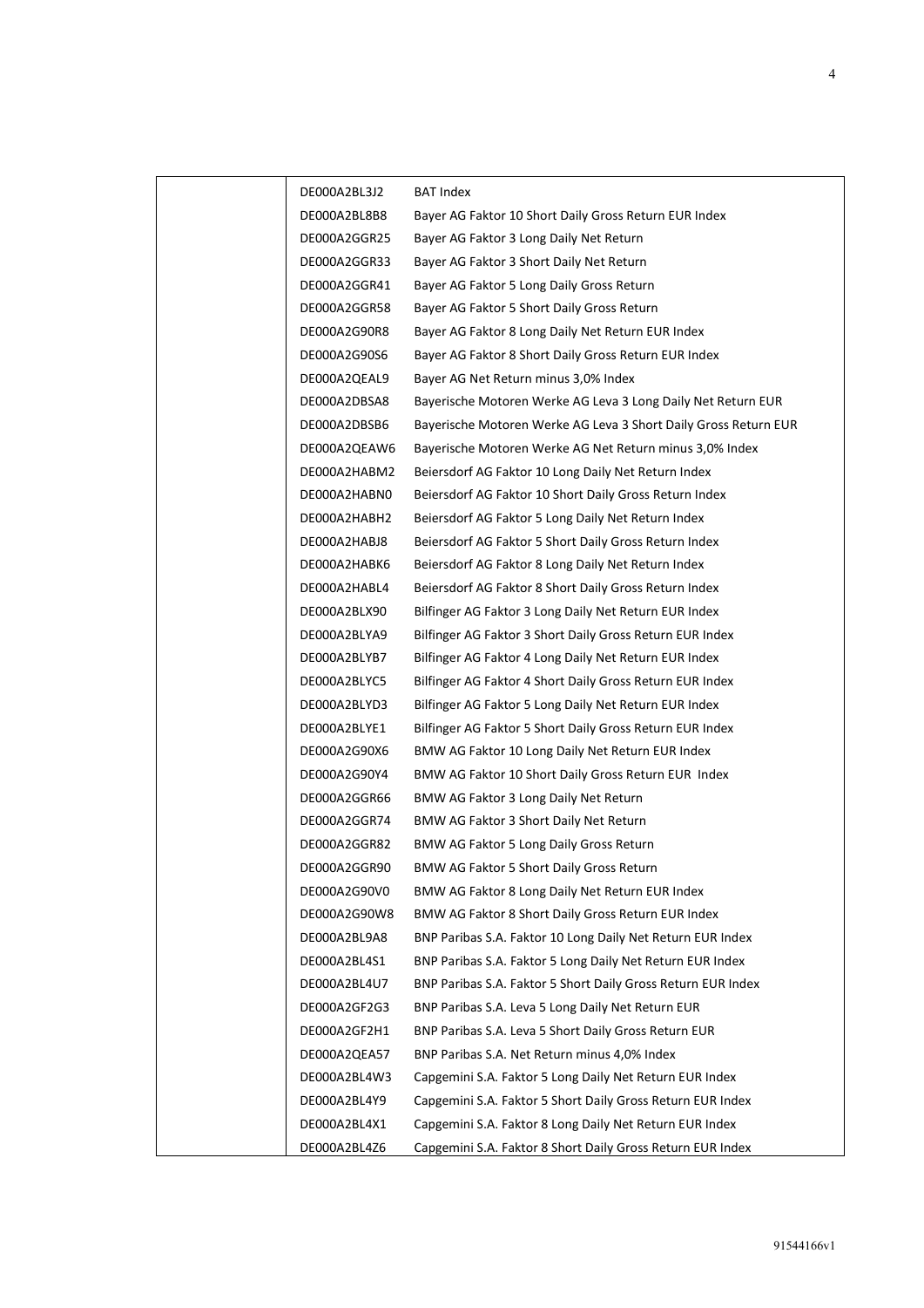| | | |
|---|---|---|
| | DE000A2BL3J2 | BAT Index |
| | DE000A2BL8B8 | Bayer AG Faktor 10 Short Daily Gross Return EUR Index |
| | DE000A2GGR25 | Bayer AG Faktor 3 Long Daily Net Return |
| | DE000A2GGR33 | Bayer AG Faktor 3 Short Daily Net Return |
| | DE000A2GGR41 | Bayer AG Faktor 5 Long Daily Gross Return |
| | DE000A2GGR58 | Bayer AG Faktor 5 Short Daily Gross Return |
| | DE000A2G90R8 | Bayer AG Faktor 8 Long Daily Net Return EUR Index |
| | DE000A2G90S6 | Bayer AG Faktor 8 Short Daily Gross Return EUR Index |
| | DE000A2QEAL9 | Bayer AG Net Return minus 3,0% Index |
| | DE000A2DBSA8 | Bayerische Motoren Werke AG Leva 3 Long Daily Net Return EUR |
| | DE000A2DBSB6 | Bayerische Motoren Werke AG Leva 3 Short Daily Gross Return EUR |
| | DE000A2QEAW6 | Bayerische Motoren Werke AG Net Return minus 3,0% Index |
| | DE000A2HABM2 | Beiersdorf AG Faktor 10 Long Daily Net Return Index |
| | DE000A2HABN0 | Beiersdorf AG Faktor 10 Short Daily Gross Return Index |
| | DE000A2HABH2 | Beiersdorf AG Faktor 5 Long Daily Net Return Index |
| | DE000A2HABJ8 | Beiersdorf AG Faktor 5 Short Daily Gross Return Index |
| | DE000A2HABK6 | Beiersdorf AG Faktor 8 Long Daily Net Return Index |
| | DE000A2HABL4 | Beiersdorf AG Faktor 8 Short Daily Gross Return Index |
| | DE000A2BLX90 | Bilfinger AG Faktor 3 Long Daily Net Return EUR Index |
| | DE000A2BLYA9 | Bilfinger AG Faktor 3 Short Daily Gross Return EUR Index |
| | DE000A2BLYB7 | Bilfinger AG Faktor 4 Long Daily Net Return EUR Index |
| | DE000A2BLYC5 | Bilfinger AG Faktor 4 Short Daily Gross Return EUR Index |
| | DE000A2BLYD3 | Bilfinger AG Faktor 5 Long Daily Net Return EUR Index |
| | DE000A2BLYE1 | Bilfinger AG Faktor 5 Short Daily Gross Return EUR Index |
| | DE000A2G90X6 | BMW AG Faktor 10 Long Daily Net Return EUR Index |
| | DE000A2G90Y4 | BMW AG Faktor 10 Short Daily Gross Return EUR Index |
| | DE000A2GGR66 | BMW AG Faktor 3 Long Daily Net Return |
| | DE000A2GGR74 | BMW AG Faktor 3 Short Daily Net Return |
| | DE000A2GGR82 | BMW AG Faktor 5 Long Daily Gross Return |
| | DE000A2GGR90 | BMW AG Faktor 5 Short Daily Gross Return |
| | DE000A2G90V0 | BMW AG Faktor 8 Long Daily Net Return EUR Index |
| | DE000A2G90W8 | BMW AG Faktor 8 Short Daily Gross Return EUR Index |
| | DE000A2BL9A8 | BNP Paribas S.A. Faktor 10 Long Daily Net Return EUR Index |
| | DE000A2BL4S1 | BNP Paribas S.A. Faktor 5 Long Daily Net Return EUR Index |
| | DE000A2BL4U7 | BNP Paribas S.A. Faktor 5 Short Daily Gross Return EUR Index |
| | DE000A2GF2G3 | BNP Paribas S.A. Leva 5 Long Daily Net Return EUR |
| | DE000A2GF2H1 | BNP Paribas S.A. Leva 5 Short Daily Gross Return EUR |
| | DE000A2QEA57 | BNP Paribas S.A. Net Return minus 4,0% Index |
| | DE000A2BL4W3 | Capgemini S.A. Faktor 5 Long Daily Net Return EUR Index |
| | DE000A2BL4Y9 | Capgemini S.A. Faktor 5 Short Daily Gross Return EUR Index |
| | DE000A2BL4X1 | Capgemini S.A. Faktor 8 Long Daily Net Return EUR Index |
| | DE000A2BL4Z6 | Capgemini S.A. Faktor 8 Short Daily Gross Return EUR Index |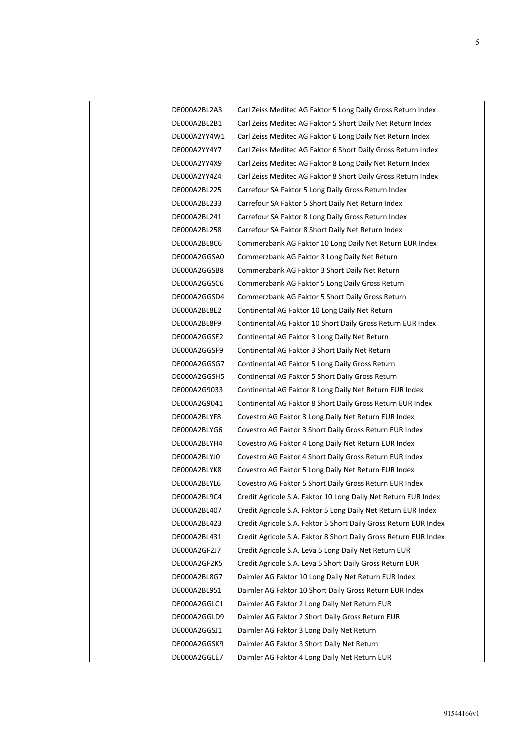| | | |
|---|---|---|
| | DE000A2BL2A3 | Carl Zeiss Meditec AG Faktor 5 Long Daily Gross Return Index |
| | DE000A2BL2B1 | Carl Zeiss Meditec AG Faktor 5 Short Daily Net Return Index |
| | DE000A2YY4W1 | Carl Zeiss Meditec AG Faktor 6 Long Daily Net Return Index |
| | DE000A2YY4Y7 | Carl Zeiss Meditec AG Faktor 6 Short Daily Gross Return Index |
| | DE000A2YY4X9 | Carl Zeiss Meditec AG Faktor 8 Long Daily Net Return Index |
| | DE000A2YY4Z4 | Carl Zeiss Meditec AG Faktor 8 Short Daily Gross Return Index |
| | DE000A2BL225 | Carrefour SA Faktor 5 Long Daily Gross Return Index |
| | DE000A2BL233 | Carrefour SA Faktor 5 Short Daily Net Return Index |
| | DE000A2BL241 | Carrefour SA Faktor 8 Long Daily Gross Return Index |
| | DE000A2BL258 | Carrefour SA Faktor 8 Short Daily Net Return Index |
| | DE000A2BL8C6 | Commerzbank AG Faktor 10 Long Daily Net Return EUR Index |
| | DE000A2GGSA0 | Commerzbank AG Faktor 3 Long Daily Net Return |
| | DE000A2GGSB8 | Commerzbank AG Faktor 3 Short Daily Net Return |
| | DE000A2GGSC6 | Commerzbank AG Faktor 5 Long Daily Gross Return |
| | DE000A2GGSD4 | Commerzbank AG Faktor 5 Short Daily Gross Return |
| | DE000A2BL8E2 | Continental AG Faktor 10 Long Daily Net Return |
| | DE000A2BL8F9 | Continental AG Faktor 10 Short Daily Gross Return EUR Index |
| | DE000A2GGSE2 | Continental AG Faktor 3 Long Daily Net Return |
| | DE000A2GGSF9 | Continental AG Faktor 3 Short Daily Net Return |
| | DE000A2GGSG7 | Continental AG Faktor 5 Long Daily Gross Return |
| | DE000A2GGSH5 | Continental AG Faktor 5 Short Daily Gross Return |
| | DE000A2G9033 | Continental AG Faktor 8 Long Daily Net Return EUR Index |
| | DE000A2G9041 | Continental AG Faktor 8 Short Daily Gross Return EUR Index |
| | DE000A2BLYF8 | Covestro AG Faktor 3 Long Daily Net Return EUR Index |
| | DE000A2BLYG6 | Covestro AG Faktor 3 Short Daily Gross Return EUR Index |
| | DE000A2BLYH4 | Covestro AG Faktor 4 Long Daily Net Return EUR Index |
| | DE000A2BLYJ0 | Covestro AG Faktor 4 Short Daily Gross Return EUR Index |
| | DE000A2BLYK8 | Covestro AG Faktor 5 Long Daily Net Return EUR Index |
| | DE000A2BLYL6 | Covestro AG Faktor 5 Short Daily Gross Return EUR Index |
| | DE000A2BL9C4 | Credit Agricole S.A. Faktor 10 Long Daily Net Return EUR Index |
| | DE000A2BL407 | Credit Agricole S.A. Faktor 5 Long Daily Net Return EUR Index |
| | DE000A2BL423 | Credit Agricole S.A. Faktor 5 Short Daily Gross Return EUR Index |
| | DE000A2BL431 | Credit Agricole S.A. Faktor 8 Short Daily Gross Return EUR Index |
| | DE000A2GF2J7 | Credit Agricole S.A. Leva 5 Long Daily Net Return EUR |
| | DE000A2GF2K5 | Credit Agricole S.A. Leva 5 Short Daily Gross Return EUR |
| | DE000A2BL8G7 | Daimler AG Faktor 10 Long Daily Net Return EUR Index |
| | DE000A2BL951 | Daimler AG Faktor 10 Short Daily Gross Return EUR Index |
| | DE000A2GGLC1 | Daimler AG Faktor 2 Long Daily Net Return EUR |
| | DE000A2GGLD9 | Daimler AG Faktor 2 Short Daily Gross Return EUR |
| | DE000A2GGSJ1 | Daimler AG Faktor 3 Long Daily Net Return |
| | DE000A2GGSK9 | Daimler AG Faktor 3 Short Daily Net Return |
| | DE000A2GGLE7 | Daimler AG Faktor 4 Long Daily Net Return EUR |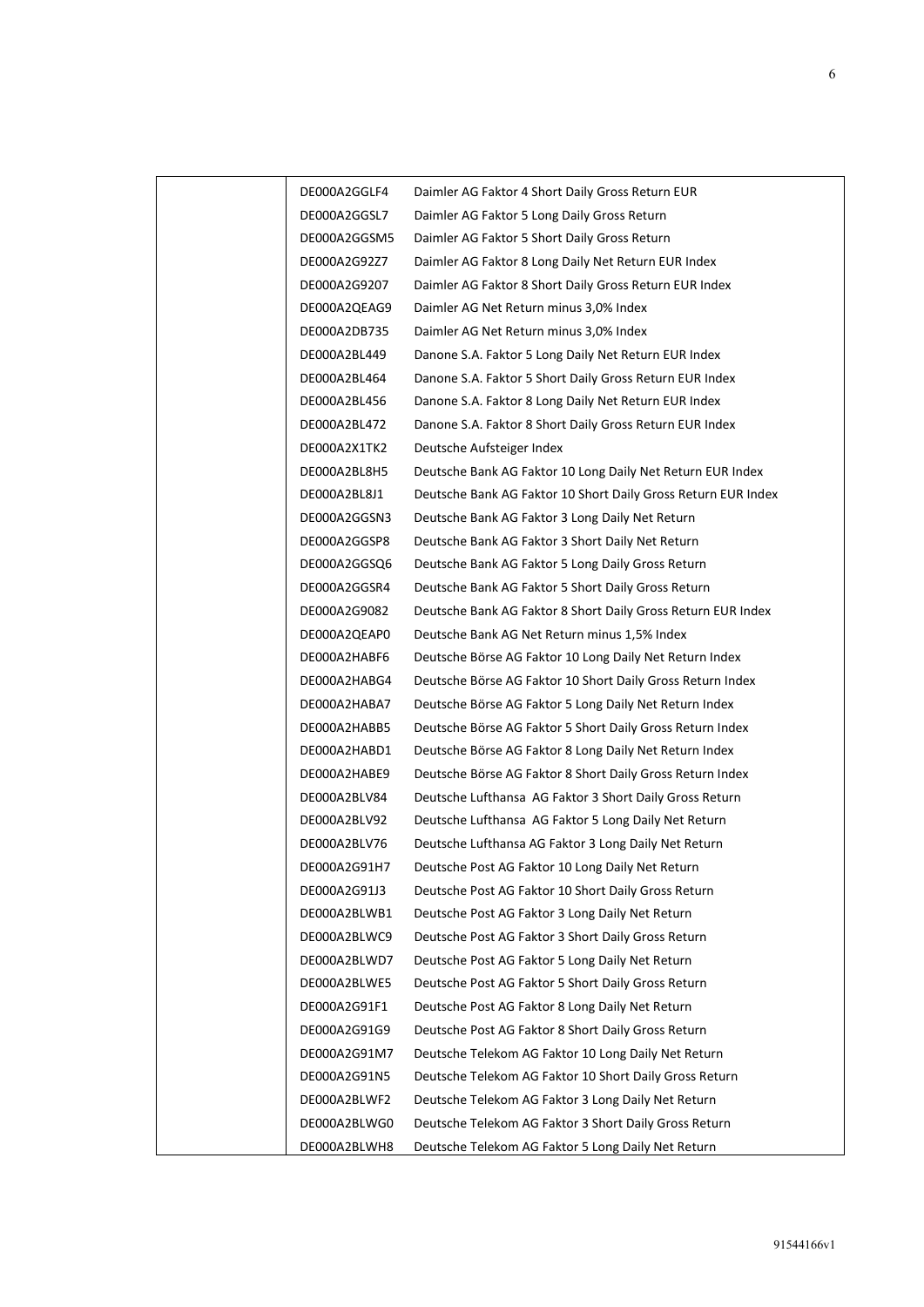| | | |
|---|---|---|
| | DE000A2GGLF4 | Daimler AG Faktor 4 Short Daily Gross Return EUR |
| | DE000A2GGSL7 | Daimler AG Faktor 5 Long Daily Gross Return |
| | DE000A2GGSM5 | Daimler AG Faktor 5 Short Daily Gross Return |
| | DE000A2G92Z7 | Daimler AG Faktor 8 Long Daily Net Return EUR Index |
| | DE000A2G9207 | Daimler AG Faktor 8 Short Daily Gross Return EUR Index |
| | DE000A2QEAG9 | Daimler AG Net Return minus 3,0% Index |
| | DE000A2DB735 | Daimler AG Net Return minus 3,0% Index |
| | DE000A2BL449 | Danone S.A. Faktor 5 Long Daily Net Return EUR Index |
| | DE000A2BL464 | Danone S.A. Faktor 5 Short Daily Gross Return EUR Index |
| | DE000A2BL456 | Danone S.A. Faktor 8 Long Daily Net Return EUR Index |
| | DE000A2BL472 | Danone S.A. Faktor 8 Short Daily Gross Return EUR Index |
| | DE000A2X1TK2 | Deutsche Aufsteiger Index |
| | DE000A2BL8H5 | Deutsche Bank AG Faktor 10 Long Daily Net Return EUR Index |
| | DE000A2BL8J1 | Deutsche Bank AG Faktor 10 Short Daily Gross Return EUR Index |
| | DE000A2GGSN3 | Deutsche Bank AG Faktor 3 Long Daily Net Return |
| | DE000A2GGSP8 | Deutsche Bank AG Faktor 3 Short Daily Net Return |
| | DE000A2GGSQ6 | Deutsche Bank AG Faktor 5 Long Daily Gross Return |
| | DE000A2GGSR4 | Deutsche Bank AG Faktor 5 Short Daily Gross Return |
| | DE000A2G9082 | Deutsche Bank AG Faktor 8 Short Daily Gross Return EUR Index |
| | DE000A2QEAP0 | Deutsche Bank AG Net Return minus 1,5% Index |
| | DE000A2HABF6 | Deutsche Börse AG Faktor 10 Long Daily Net Return Index |
| | DE000A2HABG4 | Deutsche Börse AG Faktor 10 Short Daily Gross Return Index |
| | DE000A2HABA7 | Deutsche Börse AG Faktor 5 Long Daily Net Return Index |
| | DE000A2HABB5 | Deutsche Börse AG Faktor 5 Short Daily Gross Return Index |
| | DE000A2HABD1 | Deutsche Börse AG Faktor 8 Long Daily Net Return Index |
| | DE000A2HABE9 | Deutsche Börse AG Faktor 8 Short Daily Gross Return Index |
| | DE000A2BLV84 | Deutsche Lufthansa AG Faktor 3 Short Daily Gross Return |
| | DE000A2BLV92 | Deutsche Lufthansa AG Faktor 5 Long Daily Net Return |
| | DE000A2BLV76 | Deutsche Lufthansa AG Faktor 3 Long Daily Net Return |
| | DE000A2G91H7 | Deutsche Post AG Faktor 10 Long Daily Net Return |
| | DE000A2G91J3 | Deutsche Post AG Faktor 10 Short Daily Gross Return |
| | DE000A2BLWB1 | Deutsche Post AG Faktor 3 Long Daily Net Return |
| | DE000A2BLWC9 | Deutsche Post AG Faktor 3 Short Daily Gross Return |
| | DE000A2BLWD7 | Deutsche Post AG Faktor 5 Long Daily Net Return |
| | DE000A2BLWE5 | Deutsche Post AG Faktor 5 Short Daily Gross Return |
| | DE000A2G91F1 | Deutsche Post AG Faktor 8 Long Daily Net Return |
| | DE000A2G91G9 | Deutsche Post AG Faktor 8 Short Daily Gross Return |
| | DE000A2G91M7 | Deutsche Telekom AG Faktor 10 Long Daily Net Return |
| | DE000A2G91N5 | Deutsche Telekom AG Faktor 10 Short Daily Gross Return |
| | DE000A2BLWF2 | Deutsche Telekom AG Faktor 3 Long Daily Net Return |
| | DE000A2BLWG0 | Deutsche Telekom AG Faktor 3 Short Daily Gross Return |
| | DE000A2BLWH8 | Deutsche Telekom AG Faktor 5 Long Daily Net Return |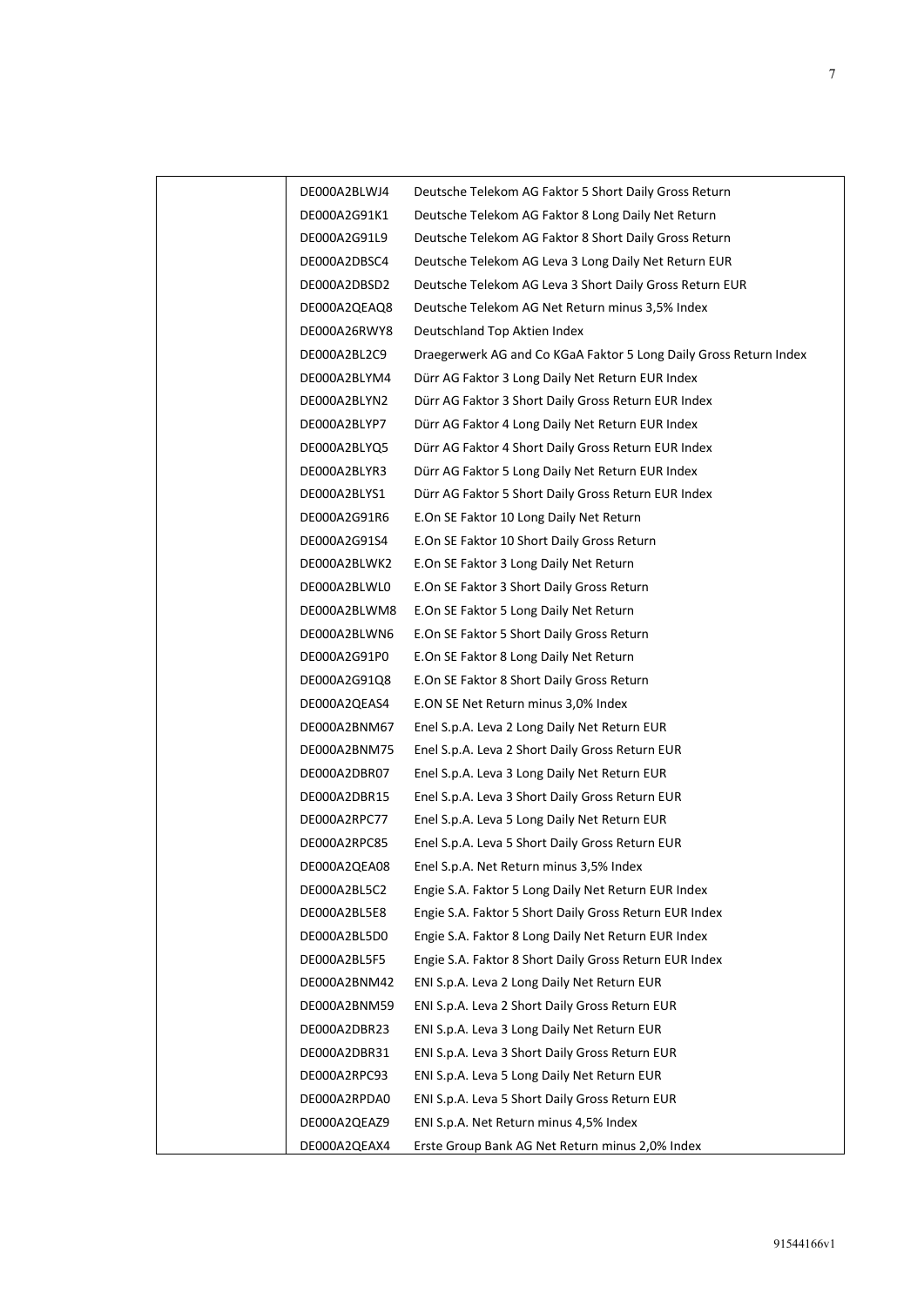| | | |
|---|---|---|
| | DE000A2BLWJ4 | Deutsche Telekom AG Faktor 5 Short Daily Gross Return |
| | DE000A2G91K1 | Deutsche Telekom AG Faktor 8 Long Daily Net Return |
| | DE000A2G91L9 | Deutsche Telekom AG Faktor 8 Short Daily Gross Return |
| | DE000A2DBSC4 | Deutsche Telekom AG Leva 3 Long Daily Net Return EUR |
| | DE000A2DBSD2 | Deutsche Telekom AG Leva 3 Short Daily Gross Return EUR |
| | DE000A2QEAQ8 | Deutsche Telekom AG Net Return minus 3,5% Index |
| | DE000A26RWY8 | Deutschland Top Aktien Index |
| | DE000A2BL2C9 | Draegerwerk AG and Co KGaA Faktor 5 Long Daily Gross Return Index |
| | DE000A2BLYM4 | Dürr AG Faktor 3 Long Daily Net Return EUR Index |
| | DE000A2BLYN2 | Dürr AG Faktor 3 Short Daily Gross Return EUR Index |
| | DE000A2BLYP7 | Dürr AG Faktor 4 Long Daily Net Return EUR Index |
| | DE000A2BLYQ5 | Dürr AG Faktor 4 Short Daily Gross Return EUR Index |
| | DE000A2BLYR3 | Dürr AG Faktor 5 Long Daily Net Return EUR Index |
| | DE000A2BLYS1 | Dürr AG Faktor 5 Short Daily Gross Return EUR Index |
| | DE000A2G91R6 | E.On SE Faktor 10 Long Daily Net Return |
| | DE000A2G91S4 | E.On SE Faktor 10 Short Daily Gross Return |
| | DE000A2BLWK2 | E.On SE Faktor 3 Long Daily Net Return |
| | DE000A2BLWL0 | E.On SE Faktor 3 Short Daily Gross Return |
| | DE000A2BLWM8 | E.On SE Faktor 5 Long Daily Net Return |
| | DE000A2BLWN6 | E.On SE Faktor 5 Short Daily Gross Return |
| | DE000A2G91P0 | E.On SE Faktor 8 Long Daily Net Return |
| | DE000A2G91Q8 | E.On SE Faktor 8 Short Daily Gross Return |
| | DE000A2QEAS4 | E.ON SE Net Return minus 3,0% Index |
| | DE000A2BNM67 | Enel S.p.A. Leva 2 Long Daily Net Return EUR |
| | DE000A2BNM75 | Enel S.p.A. Leva 2 Short Daily Gross Return EUR |
| | DE000A2DBR07 | Enel S.p.A. Leva 3 Long Daily Net Return EUR |
| | DE000A2DBR15 | Enel S.p.A. Leva 3 Short Daily Gross Return EUR |
| | DE000A2RPC77 | Enel S.p.A. Leva 5 Long Daily Net Return EUR |
| | DE000A2RPC85 | Enel S.p.A. Leva 5 Short Daily Gross Return EUR |
| | DE000A2QEA08 | Enel S.p.A. Net Return minus 3,5% Index |
| | DE000A2BL5C2 | Engie S.A. Faktor 5 Long Daily Net Return EUR Index |
| | DE000A2BL5E8 | Engie S.A. Faktor 5 Short Daily Gross Return EUR Index |
| | DE000A2BL5D0 | Engie S.A. Faktor 8 Long Daily Net Return EUR Index |
| | DE000A2BL5F5 | Engie S.A. Faktor 8 Short Daily Gross Return EUR Index |
| | DE000A2BNM42 | ENI S.p.A. Leva 2 Long Daily Net Return EUR |
| | DE000A2BNM59 | ENI S.p.A. Leva 2 Short Daily Gross Return EUR |
| | DE000A2DBR23 | ENI S.p.A. Leva 3 Long Daily Net Return EUR |
| | DE000A2DBR31 | ENI S.p.A. Leva 3 Short Daily Gross Return EUR |
| | DE000A2RPC93 | ENI S.p.A. Leva 5 Long Daily Net Return EUR |
| | DE000A2RPDA0 | ENI S.p.A. Leva 5 Short Daily Gross Return EUR |
| | DE000A2QEAZ9 | ENI S.p.A. Net Return minus 4,5% Index |
| | DE000A2QEAX4 | Erste Group Bank AG Net Return minus 2,0% Index |

91544166v1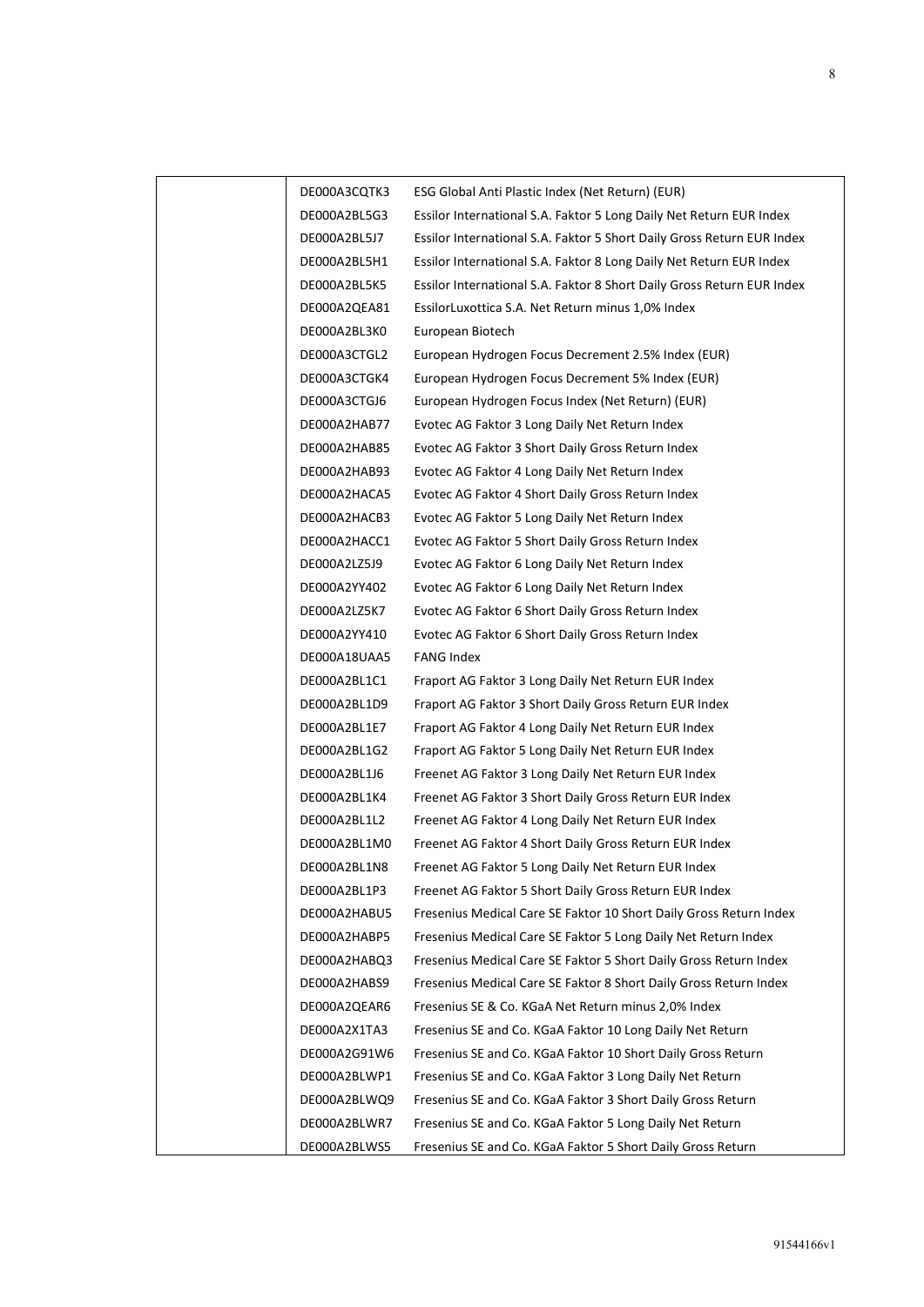| | | |
|---|---|---|
| | DE000A3CQTK3 | ESG Global Anti Plastic Index (Net Return) (EUR) |
| | DE000A2BL5G3 | Essilor International S.A. Faktor 5 Long Daily Net Return EUR Index |
| | DE000A2BL5J7 | Essilor International S.A. Faktor 5 Short Daily Gross Return EUR Index |
| | DE000A2BL5H1 | Essilor International S.A. Faktor 8 Long Daily Net Return EUR Index |
| | DE000A2BL5K5 | Essilor International S.A. Faktor 8 Short Daily Gross Return EUR Index |
| | DE000A2QEA81 | EssilorLuxottica S.A. Net Return minus 1,0% Index |
| | DE000A2BL3K0 | European Biotech |
| | DE000A3CTGL2 | European Hydrogen Focus Decrement 2.5% Index (EUR) |
| | DE000A3CTGK4 | European Hydrogen Focus Decrement 5% Index (EUR) |
| | DE000A3CTGJ6 | European Hydrogen Focus Index (Net Return) (EUR) |
| | DE000A2HAB77 | Evotec AG Faktor 3 Long Daily Net Return Index |
| | DE000A2HAB85 | Evotec AG Faktor 3 Short Daily Gross Return Index |
| | DE000A2HAB93 | Evotec AG Faktor 4 Long Daily Net Return Index |
| | DE000A2HACA5 | Evotec AG Faktor 4 Short Daily Gross Return Index |
| | DE000A2HACB3 | Evotec AG Faktor 5 Long Daily Net Return Index |
| | DE000A2HACC1 | Evotec AG Faktor 5 Short Daily Gross Return Index |
| | DE000A2LZ5J9 | Evotec AG Faktor 6 Long Daily Net Return Index |
| | DE000A2YY402 | Evotec AG Faktor 6 Long Daily Net Return Index |
| | DE000A2LZ5K7 | Evotec AG Faktor 6 Short Daily Gross Return Index |
| | DE000A2YY410 | Evotec AG Faktor 6 Short Daily Gross Return Index |
| | DE000A18UAA5 | FANG Index |
| | DE000A2BL1C1 | Fraport AG Faktor 3 Long Daily Net Return EUR Index |
| | DE000A2BL1D9 | Fraport AG Faktor 3 Short Daily Gross Return EUR Index |
| | DE000A2BL1E7 | Fraport AG Faktor 4 Long Daily Net Return EUR Index |
| | DE000A2BL1G2 | Fraport AG Faktor 5 Long Daily Net Return EUR Index |
| | DE000A2BL1J6 | Freenet AG Faktor 3 Long Daily Net Return EUR Index |
| | DE000A2BL1K4 | Freenet AG Faktor 3 Short Daily Gross Return EUR Index |
| | DE000A2BL1L2 | Freenet AG Faktor 4 Long Daily Net Return EUR Index |
| | DE000A2BL1M0 | Freenet AG Faktor 4 Short Daily Gross Return EUR Index |
| | DE000A2BL1N8 | Freenet AG Faktor 5 Long Daily Net Return EUR Index |
| | DE000A2BL1P3 | Freenet AG Faktor 5 Short Daily Gross Return EUR Index |
| | DE000A2HABU5 | Fresenius Medical Care SE Faktor 10 Short Daily Gross Return Index |
| | DE000A2HABP5 | Fresenius Medical Care SE Faktor 5 Long Daily Net Return Index |
| | DE000A2HABQ3 | Fresenius Medical Care SE Faktor 5 Short Daily Gross Return Index |
| | DE000A2HABS9 | Fresenius Medical Care SE Faktor 8 Short Daily Gross Return Index |
| | DE000A2QEAR6 | Fresenius SE & Co. KGaA Net Return minus 2,0% Index |
| | DE000A2X1TA3 | Fresenius SE and Co. KGaA Faktor 10 Long Daily Net Return |
| | DE000A2G91W6 | Fresenius SE and Co. KGaA Faktor 10 Short Daily Gross Return |
| | DE000A2BLWP1 | Fresenius SE and Co. KGaA Faktor 3 Long Daily Net Return |
| | DE000A2BLWQ9 | Fresenius SE and Co. KGaA Faktor 3 Short Daily Gross Return |
| | DE000A2BLWR7 | Fresenius SE and Co. KGaA Faktor 5 Long Daily Net Return |
| | DE000A2BLWS5 | Fresenius SE and Co. KGaA Faktor 5 Short Daily Gross Return |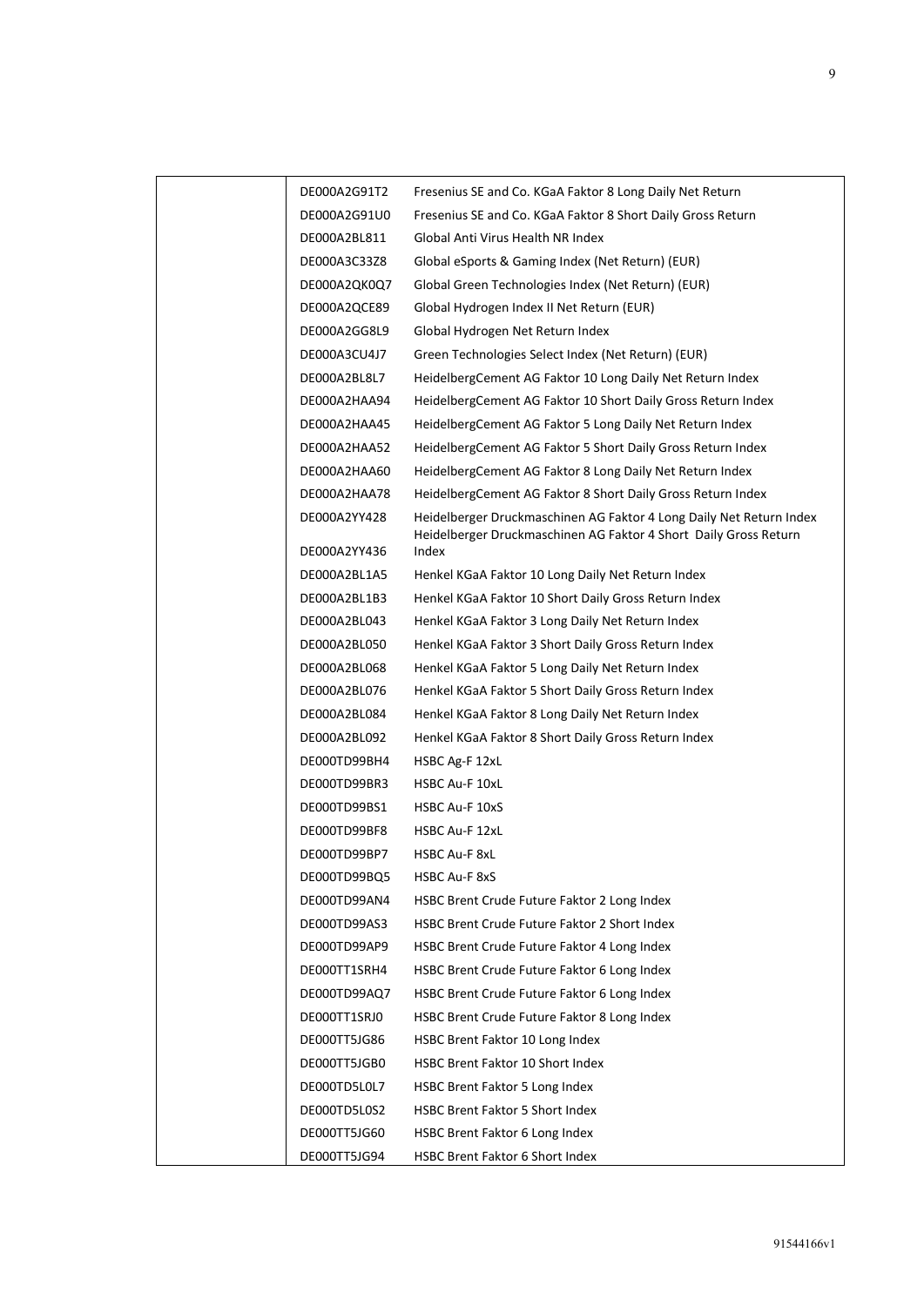| | | |
|---|---|---|
| | DE000A2G91T2 | Fresenius SE and Co. KGaA Faktor 8 Long Daily Net Return |
| | DE000A2G91U0 | Fresenius SE and Co. KGaA Faktor 8 Short Daily Gross Return |
| | DE000A2BL811 | Global Anti Virus Health NR Index |
| | DE000A3C33Z8 | Global eSports & Gaming Index (Net Return) (EUR) |
| | DE000A2QK0Q7 | Global Green Technologies Index (Net Return) (EUR) |
| | DE000A2QCE89 | Global Hydrogen Index II Net Return (EUR) |
| | DE000A2GG8L9 | Global Hydrogen Net Return Index |
| | DE000A3CU4J7 | Green Technologies Select Index (Net Return) (EUR) |
| | DE000A2BL8L7 | HeidelbergCement AG Faktor 10 Long Daily Net Return Index |
| | DE000A2HAA94 | HeidelbergCement AG Faktor 10 Short Daily Gross Return Index |
| | DE000A2HAA45 | HeidelbergCement AG Faktor 5 Long Daily Net Return Index |
| | DE000A2HAA52 | HeidelbergCement AG Faktor 5 Short Daily Gross Return Index |
| | DE000A2HAA60 | HeidelbergCement AG Faktor 8 Long Daily Net Return Index |
| | DE000A2HAA78 | HeidelbergCement AG Faktor 8 Short Daily Gross Return Index |
| | DE000A2YY428 | Heidelberger Druckmaschinen AG Faktor 4 Long Daily Net Return Index |
| | DE000A2YY436 | Heidelberger Druckmaschinen AG Faktor 4 Short Daily Gross Return Index |
| | DE000A2BL1A5 | Henkel KGaA Faktor 10 Long Daily Net Return Index |
| | DE000A2BL1B3 | Henkel KGaA Faktor 10 Short Daily Gross Return Index |
| | DE000A2BL043 | Henkel KGaA Faktor 3 Long Daily Net Return Index |
| | DE000A2BL050 | Henkel KGaA Faktor 3 Short Daily Gross Return Index |
| | DE000A2BL068 | Henkel KGaA Faktor 5 Long Daily Net Return Index |
| | DE000A2BL076 | Henkel KGaA Faktor 5 Short Daily Gross Return Index |
| | DE000A2BL084 | Henkel KGaA Faktor 8 Long Daily Net Return Index |
| | DE000A2BL092 | Henkel KGaA Faktor 8 Short Daily Gross Return Index |
| | DE000TD99BH4 | HSBC Ag-F 12xL |
| | DE000TD99BR3 | HSBC Au-F 10xL |
| | DE000TD99BS1 | HSBC Au-F 10xS |
| | DE000TD99BF8 | HSBC Au-F 12xL |
| | DE000TD99BP7 | HSBC Au-F 8xL |
| | DE000TD99BQ5 | HSBC Au-F 8xS |
| | DE000TD99AN4 | HSBC Brent Crude Future Faktor 2 Long Index |
| | DE000TD99AS3 | HSBC Brent Crude Future Faktor 2 Short Index |
| | DE000TD99AP9 | HSBC Brent Crude Future Faktor 4 Long Index |
| | DE000TT1SRH4 | HSBC Brent Crude Future Faktor 6 Long Index |
| | DE000TD99AQ7 | HSBC Brent Crude Future Faktor 6 Long Index |
| | DE000TT1SRJ0 | HSBC Brent Crude Future Faktor 8 Long Index |
| | DE000TT5JG86 | HSBC Brent Faktor 10 Long Index |
| | DE000TT5JGB0 | HSBC Brent Faktor 10 Short Index |
| | DE000TD5L0L7 | HSBC Brent Faktor 5 Long Index |
| | DE000TD5L0S2 | HSBC Brent Faktor 5 Short Index |
| | DE000TT5JG60 | HSBC Brent Faktor 6 Long Index |
| | DE000TT5JG94 | HSBC Brent Faktor 6 Short Index |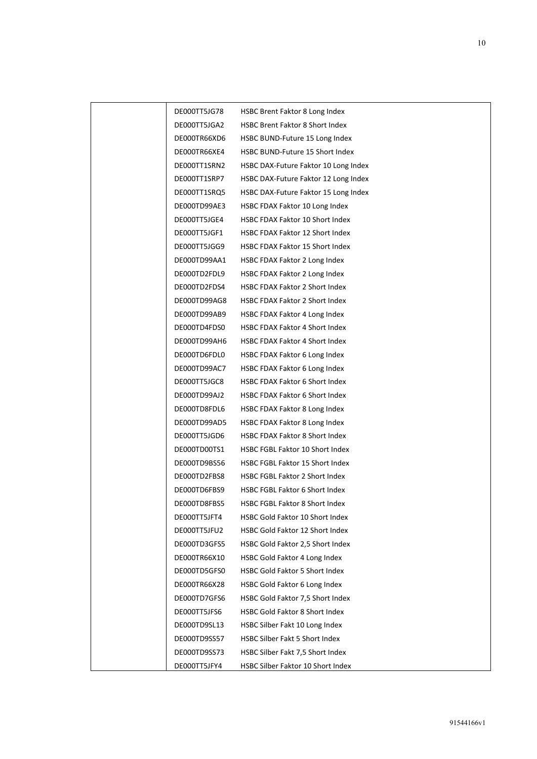| | | |
|---|---|---|
| | DE000TT5JG78 | HSBC Brent Faktor 8 Long Index |
| | DE000TT5JGA2 | HSBC Brent Faktor 8 Short Index |
| | DE000TR66XD6 | HSBC BUND-Future 15 Long Index |
| | DE000TR66XE4 | HSBC BUND-Future 15 Short Index |
| | DE000TT1SRN2 | HSBC DAX-Future Faktor 10 Long Index |
| | DE000TT1SRP7 | HSBC DAX-Future Faktor 12 Long Index |
| | DE000TT1SRQ5 | HSBC DAX-Future Faktor 15 Long Index |
| | DE000TD99AE3 | HSBC FDAX Faktor 10 Long Index |
| | DE000TT5JGE4 | HSBC FDAX Faktor 10 Short Index |
| | DE000TT5JGF1 | HSBC FDAX Faktor 12 Short Index |
| | DE000TT5JGG9 | HSBC FDAX Faktor 15 Short Index |
| | DE000TD99AA1 | HSBC FDAX Faktor 2 Long Index |
| | DE000TD2FDL9 | HSBC FDAX Faktor 2 Long Index |
| | DE000TD2FDS4 | HSBC FDAX Faktor 2 Short Index |
| | DE000TD99AG8 | HSBC FDAX Faktor 2 Short Index |
| | DE000TD99AB9 | HSBC FDAX Faktor 4 Long Index |
| | DE000TD4FDS0 | HSBC FDAX Faktor 4 Short Index |
| | DE000TD99AH6 | HSBC FDAX Faktor 4 Short Index |
| | DE000TD6FDL0 | HSBC FDAX Faktor 6 Long Index |
| | DE000TD99AC7 | HSBC FDAX Faktor 6 Long Index |
| | DE000TT5JGC8 | HSBC FDAX Faktor 6 Short Index |
| | DE000TD99AJ2 | HSBC FDAX Faktor 6 Short Index |
| | DE000TD8FDL6 | HSBC FDAX Faktor 8 Long Index |
| | DE000TD99AD5 | HSBC FDAX Faktor 8 Long Index |
| | DE000TT5JGD6 | HSBC FDAX Faktor 8 Short Index |
| | DE000TD00TS1 | HSBC FGBL Faktor 10 Short Index |
| | DE000TD9BS56 | HSBC FGBL Faktor 15 Short Index |
| | DE000TD2FBS8 | HSBC FGBL Faktor 2 Short Index |
| | DE000TD6FBS9 | HSBC FGBL Faktor 6 Short Index |
| | DE000TD8FBS5 | HSBC FGBL Faktor 8 Short Index |
| | DE000TT5JFT4 | HSBC Gold Faktor 10 Short Index |
| | DE000TT5JFU2 | HSBC Gold Faktor 12 Short Index |
| | DE000TD3GFS5 | HSBC Gold Faktor 2,5 Short Index |
| | DE000TR66X10 | HSBC Gold Faktor 4 Long Index |
| | DE000TD5GFS0 | HSBC Gold Faktor 5 Short Index |
| | DE000TR66X28 | HSBC Gold Faktor 6 Long Index |
| | DE000TD7GFS6 | HSBC Gold Faktor 7,5 Short Index |
| | DE000TT5JFS6 | HSBC Gold Faktor 8 Short Index |
| | DE000TD9SL13 | HSBC Silber Fakt 10 Long Index |
| | DE000TD9SS57 | HSBC Silber Fakt 5 Short Index |
| | DE000TD9SS73 | HSBC Silber Fakt 7,5 Short Index |
| | DE000TT5JFY4 | HSBC Silber Faktor 10 Short Index |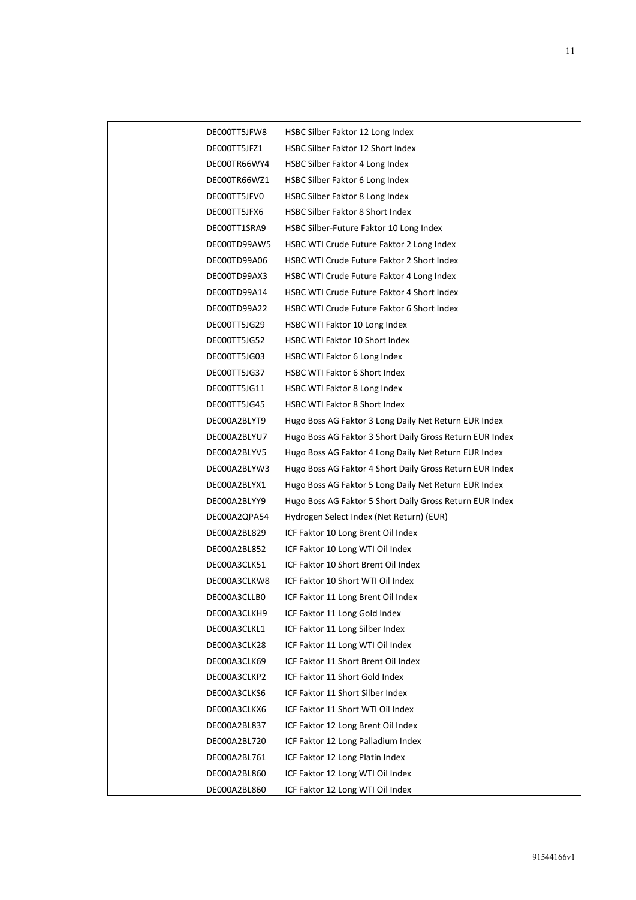|  |  |  |
|---|---|---|
|  | DE000TT5JFW8 | HSBC Silber Faktor 12 Long Index |
|  | DE000TT5JFZ1 | HSBC Silber Faktor 12 Short Index |
|  | DE000TR66WY4 | HSBC Silber Faktor 4 Long Index |
|  | DE000TR66WZ1 | HSBC Silber Faktor 6 Long Index |
|  | DE000TT5JFV0 | HSBC Silber Faktor 8 Long Index |
|  | DE000TT5JFX6 | HSBC Silber Faktor 8 Short Index |
|  | DE000TT1SRA9 | HSBC Silber-Future Faktor 10 Long Index |
|  | DE000TD99AW5 | HSBC WTI Crude Future Faktor 2 Long Index |
|  | DE000TD99A06 | HSBC WTI Crude Future Faktor 2 Short Index |
|  | DE000TD99AX3 | HSBC WTI Crude Future Faktor 4 Long Index |
|  | DE000TD99A14 | HSBC WTI Crude Future Faktor 4 Short Index |
|  | DE000TD99A22 | HSBC WTI Crude Future Faktor 6 Short Index |
|  | DE000TT5JG29 | HSBC WTI Faktor 10 Long Index |
|  | DE000TT5JG52 | HSBC WTI Faktor 10 Short Index |
|  | DE000TT5JG03 | HSBC WTI Faktor 6 Long Index |
|  | DE000TT5JG37 | HSBC WTI Faktor 6 Short Index |
|  | DE000TT5JG11 | HSBC WTI Faktor 8 Long Index |
|  | DE000TT5JG45 | HSBC WTI Faktor 8 Short Index |
|  | DE000A2BLYT9 | Hugo Boss AG Faktor 3 Long Daily Net Return EUR Index |
|  | DE000A2BLYU7 | Hugo Boss AG Faktor 3 Short Daily Gross Return EUR Index |
|  | DE000A2BLYV5 | Hugo Boss AG Faktor 4 Long Daily Net Return EUR Index |
|  | DE000A2BLYW3 | Hugo Boss AG Faktor 4 Short Daily Gross Return EUR Index |
|  | DE000A2BLYX1 | Hugo Boss AG Faktor 5 Long Daily Net Return EUR Index |
|  | DE000A2BLYY9 | Hugo Boss AG Faktor 5 Short Daily Gross Return EUR Index |
|  | DE000A2QPA54 | Hydrogen Select Index (Net Return) (EUR) |
|  | DE000A2BL829 | ICF Faktor 10 Long Brent Oil Index |
|  | DE000A2BL852 | ICF Faktor 10 Long WTI Oil Index |
|  | DE000A3CLK51 | ICF Faktor 10 Short Brent Oil Index |
|  | DE000A3CLKW8 | ICF Faktor 10 Short WTI Oil Index |
|  | DE000A3CLLB0 | ICF Faktor 11 Long Brent Oil Index |
|  | DE000A3CLKH9 | ICF Faktor 11 Long Gold Index |
|  | DE000A3CLKL1 | ICF Faktor 11 Long Silber Index |
|  | DE000A3CLK28 | ICF Faktor 11 Long WTI Oil Index |
|  | DE000A3CLK69 | ICF Faktor 11 Short Brent Oil Index |
|  | DE000A3CLKP2 | ICF Faktor 11 Short Gold Index |
|  | DE000A3CLKS6 | ICF Faktor 11 Short Silber Index |
|  | DE000A3CLKX6 | ICF Faktor 11 Short WTI Oil Index |
|  | DE000A2BL837 | ICF Faktor 12 Long Brent Oil Index |
|  | DE000A2BL720 | ICF Faktor 12 Long Palladium Index |
|  | DE000A2BL761 | ICF Faktor 12 Long Platin Index |
|  | DE000A2BL860 | ICF Faktor 12 Long WTI Oil Index |
|  | DE000A2BL860 | ICF Faktor 12 Long WTI Oil Index |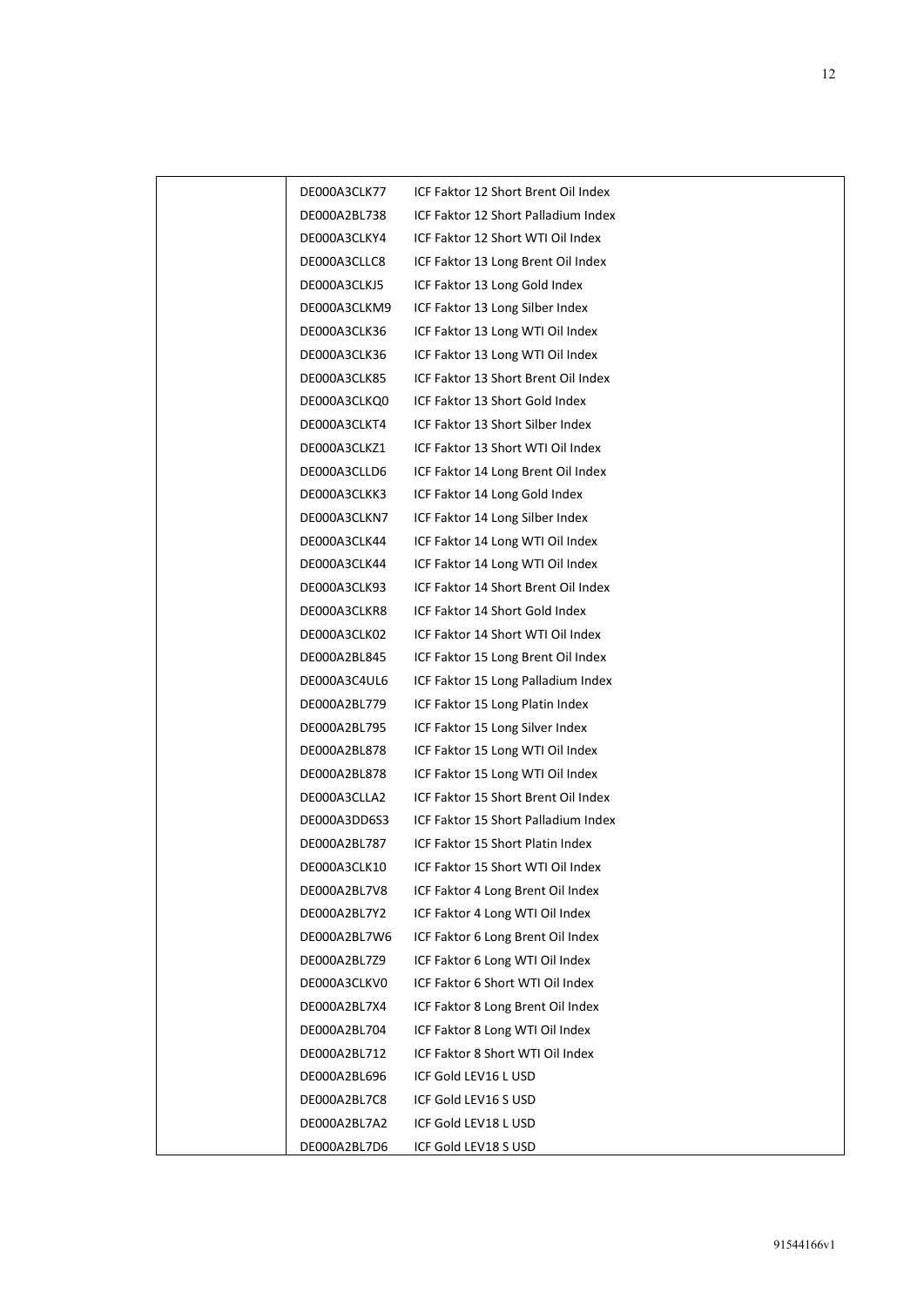| | | |
|---|---|---|
| | DE000A3CLK77 | ICF Faktor 12 Short Brent Oil Index |
| | DE000A2BL738 | ICF Faktor 12 Short Palladium Index |
| | DE000A3CLKY4 | ICF Faktor 12 Short WTI Oil Index |
| | DE000A3CLLC8 | ICF Faktor 13 Long Brent Oil Index |
| | DE000A3CLKJ5 | ICF Faktor 13 Long Gold Index |
| | DE000A3CLKM9 | ICF Faktor 13 Long Silber Index |
| | DE000A3CLK36 | ICF Faktor 13 Long WTI Oil Index |
| | DE000A3CLK36 | ICF Faktor 13 Long WTI Oil Index |
| | DE000A3CLK85 | ICF Faktor 13 Short Brent Oil Index |
| | DE000A3CLKQ0 | ICF Faktor 13 Short Gold Index |
| | DE000A3CLKT4 | ICF Faktor 13 Short Silber Index |
| | DE000A3CLKZ1 | ICF Faktor 13 Short WTI Oil Index |
| | DE000A3CLLD6 | ICF Faktor 14 Long Brent Oil Index |
| | DE000A3CLKK3 | ICF Faktor 14 Long Gold Index |
| | DE000A3CLKN7 | ICF Faktor 14 Long Silber Index |
| | DE000A3CLK44 | ICF Faktor 14 Long WTI Oil Index |
| | DE000A3CLK44 | ICF Faktor 14 Long WTI Oil Index |
| | DE000A3CLK93 | ICF Faktor 14 Short Brent Oil Index |
| | DE000A3CLKR8 | ICF Faktor 14 Short Gold Index |
| | DE000A3CLK02 | ICF Faktor 14 Short WTI Oil Index |
| | DE000A2BL845 | ICF Faktor 15 Long Brent Oil Index |
| | DE000A3C4UL6 | ICF Faktor 15 Long Palladium Index |
| | DE000A2BL779 | ICF Faktor 15 Long Platin Index |
| | DE000A2BL795 | ICF Faktor 15 Long Silver Index |
| | DE000A2BL878 | ICF Faktor 15 Long WTI Oil Index |
| | DE000A2BL878 | ICF Faktor 15 Long WTI Oil Index |
| | DE000A3CLLA2 | ICF Faktor 15 Short Brent Oil Index |
| | DE000A3DD6S3 | ICF Faktor 15 Short Palladium Index |
| | DE000A2BL787 | ICF Faktor 15 Short Platin Index |
| | DE000A3CLK10 | ICF Faktor 15 Short WTI Oil Index |
| | DE000A2BL7V8 | ICF Faktor 4 Long Brent Oil Index |
| | DE000A2BL7Y2 | ICF Faktor 4 Long WTI Oil Index |
| | DE000A2BL7W6 | ICF Faktor 6 Long Brent Oil Index |
| | DE000A2BL7Z9 | ICF Faktor 6 Long WTI Oil Index |
| | DE000A3CLKV0 | ICF Faktor 6 Short WTI Oil Index |
| | DE000A2BL7X4 | ICF Faktor 8 Long Brent Oil Index |
| | DE000A2BL704 | ICF Faktor 8 Long WTI Oil Index |
| | DE000A2BL712 | ICF Faktor 8 Short WTI Oil Index |
| | DE000A2BL696 | ICF Gold LEV16 L USD |
| | DE000A2BL7C8 | ICF Gold LEV16 S USD |
| | DE000A2BL7A2 | ICF Gold LEV18 L USD |
| | DE000A2BL7D6 | ICF Gold LEV18 S USD |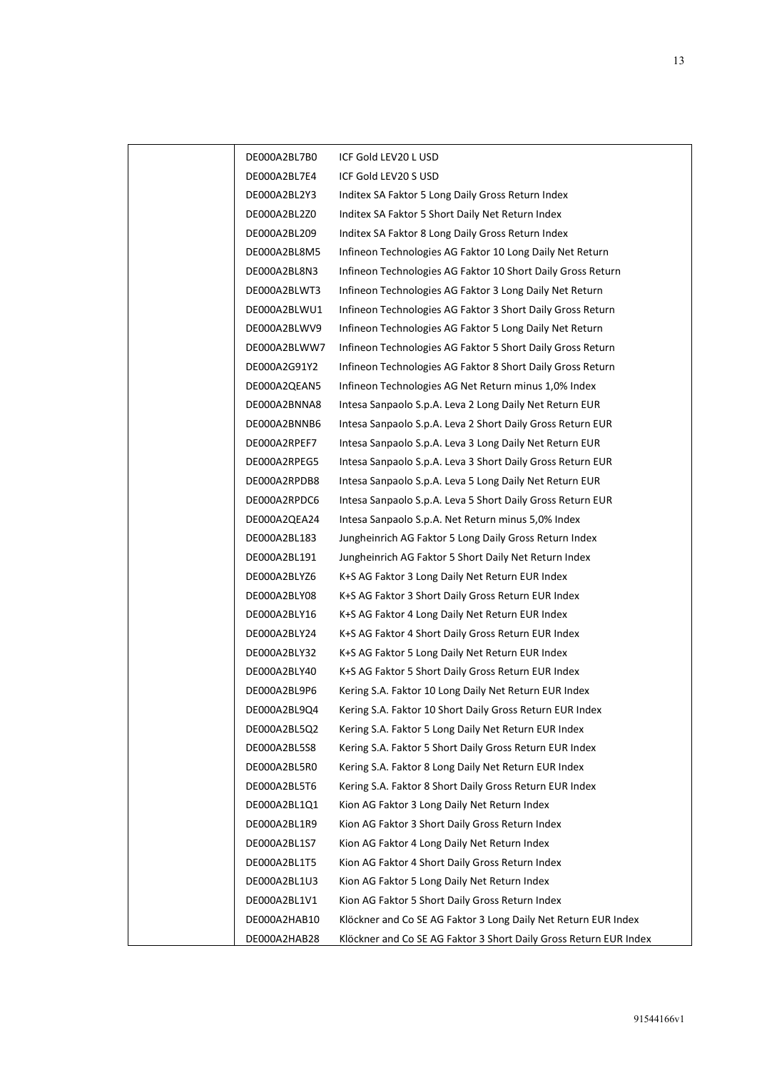| | | |
|---|---|---|
| | DE000A2BL7B0 | ICF Gold LEV20 L USD |
| | DE000A2BL7E4 | ICF Gold LEV20 S USD |
| | DE000A2BL2Y3 | Inditex SA Faktor 5 Long Daily Gross Return Index |
| | DE000A2BL2Z0 | Inditex SA Faktor 5 Short Daily Net Return Index |
| | DE000A2BL209 | Inditex SA Faktor 8 Long Daily Gross Return Index |
| | DE000A2BL8M5 | Infineon Technologies AG Faktor 10 Long Daily Net Return |
| | DE000A2BL8N3 | Infineon Technologies AG Faktor 10 Short Daily Gross Return |
| | DE000A2BLWT3 | Infineon Technologies AG Faktor 3 Long Daily Net Return |
| | DE000A2BLWU1 | Infineon Technologies AG Faktor 3 Short Daily Gross Return |
| | DE000A2BLWV9 | Infineon Technologies AG Faktor 5 Long Daily Net Return |
| | DE000A2BLWW7 | Infineon Technologies AG Faktor 5 Short Daily Gross Return |
| | DE000A2G91Y2 | Infineon Technologies AG Faktor 8 Short Daily Gross Return |
| | DE000A2QEAN5 | Infineon Technologies AG Net Return minus 1,0% Index |
| | DE000A2BNNA8 | Intesa Sanpaolo S.p.A. Leva 2 Long Daily Net Return EUR |
| | DE000A2BNNB6 | Intesa Sanpaolo S.p.A. Leva 2 Short Daily Gross Return EUR |
| | DE000A2RPEF7 | Intesa Sanpaolo S.p.A. Leva 3 Long Daily Net Return EUR |
| | DE000A2RPEG5 | Intesa Sanpaolo S.p.A. Leva 3 Short Daily Gross Return EUR |
| | DE000A2RPDB8 | Intesa Sanpaolo S.p.A. Leva 5 Long Daily Net Return EUR |
| | DE000A2RPDC6 | Intesa Sanpaolo S.p.A. Leva 5 Short Daily Gross Return EUR |
| | DE000A2QEA24 | Intesa Sanpaolo S.p.A. Net Return minus 5,0% Index |
| | DE000A2BL183 | Jungheinrich AG Faktor 5 Long Daily Gross Return Index |
| | DE000A2BL191 | Jungheinrich AG Faktor 5 Short Daily Net Return Index |
| | DE000A2BLYZ6 | K+S AG Faktor 3 Long Daily Net Return EUR Index |
| | DE000A2BLY08 | K+S AG Faktor 3 Short Daily Gross Return EUR Index |
| | DE000A2BLY16 | K+S AG Faktor 4 Long Daily Net Return EUR Index |
| | DE000A2BLY24 | K+S AG Faktor 4 Short Daily Gross Return EUR Index |
| | DE000A2BLY32 | K+S AG Faktor 5 Long Daily Net Return EUR Index |
| | DE000A2BLY40 | K+S AG Faktor 5 Short Daily Gross Return EUR Index |
| | DE000A2BL9P6 | Kering S.A. Faktor 10 Long Daily Net Return EUR Index |
| | DE000A2BL9Q4 | Kering S.A. Faktor 10 Short Daily Gross Return EUR Index |
| | DE000A2BL5Q2 | Kering S.A. Faktor 5 Long Daily Net Return EUR Index |
| | DE000A2BL5S8 | Kering S.A. Faktor 5 Short Daily Gross Return EUR Index |
| | DE000A2BL5R0 | Kering S.A. Faktor 8 Long Daily Net Return EUR Index |
| | DE000A2BL5T6 | Kering S.A. Faktor 8 Short Daily Gross Return EUR Index |
| | DE000A2BL1Q1 | Kion AG Faktor 3 Long Daily Net Return Index |
| | DE000A2BL1R9 | Kion AG Faktor 3 Short Daily Gross Return Index |
| | DE000A2BL1S7 | Kion AG Faktor 4 Long Daily Net Return Index |
| | DE000A2BL1T5 | Kion AG Faktor 4 Short Daily Gross Return Index |
| | DE000A2BL1U3 | Kion AG Faktor 5 Long Daily Net Return Index |
| | DE000A2BL1V1 | Kion AG Faktor 5 Short Daily Gross Return Index |
| | DE000A2HAB10 | Klöckner and Co SE AG Faktor 3 Long Daily Net Return EUR Index |
| | DE000A2HAB28 | Klöckner and Co SE AG Faktor 3 Short Daily Gross Return EUR Index |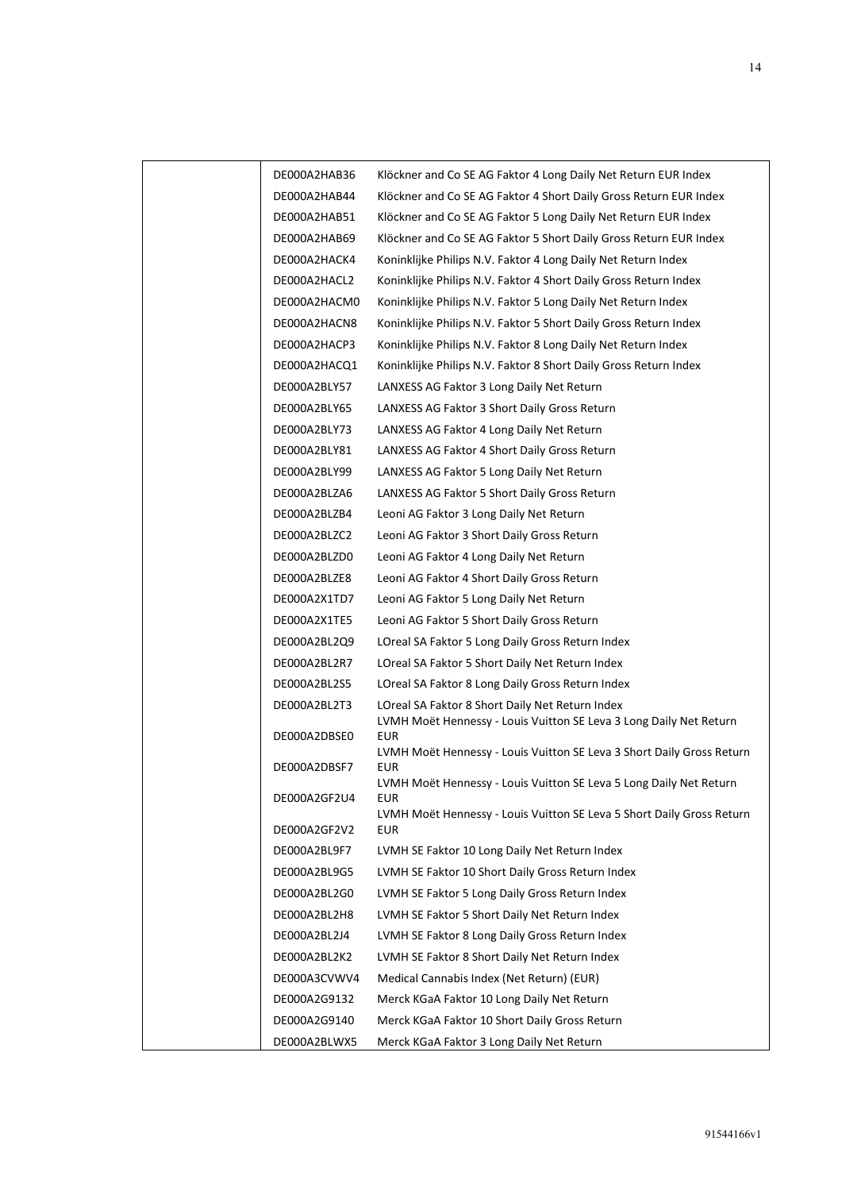| | | |
|---|---|---|
| | DE000A2HAB36 | Klöckner and Co SE AG Faktor 4 Long Daily Net Return EUR Index |
| | DE000A2HAB44 | Klöckner and Co SE AG Faktor 4 Short Daily Gross Return EUR Index |
| | DE000A2HAB51 | Klöckner and Co SE AG Faktor 5 Long Daily Net Return EUR Index |
| | DE000A2HAB69 | Klöckner and Co SE AG Faktor 5 Short Daily Gross Return EUR Index |
| | DE000A2HACK4 | Koninklijke Philips N.V. Faktor 4 Long Daily Net Return Index |
| | DE000A2HACL2 | Koninklijke Philips N.V. Faktor 4 Short Daily Gross Return Index |
| | DE000A2HACM0 | Koninklijke Philips N.V. Faktor 5 Long Daily Net Return Index |
| | DE000A2HACN8 | Koninklijke Philips N.V. Faktor 5 Short Daily Gross Return Index |
| | DE000A2HACP3 | Koninklijke Philips N.V. Faktor 8 Long Daily Net Return Index |
| | DE000A2HACQ1 | Koninklijke Philips N.V. Faktor 8 Short Daily Gross Return Index |
| | DE000A2BLY57 | LANXESS AG Faktor 3 Long Daily Net Return |
| | DE000A2BLY65 | LANXESS AG Faktor 3 Short Daily Gross Return |
| | DE000A2BLY73 | LANXESS AG Faktor 4 Long Daily Net Return |
| | DE000A2BLY81 | LANXESS AG Faktor 4 Short Daily Gross Return |
| | DE000A2BLY99 | LANXESS AG Faktor 5 Long Daily Net Return |
| | DE000A2BLZA6 | LANXESS AG Faktor 5 Short Daily Gross Return |
| | DE000A2BLZB4 | Leoni AG Faktor 3 Long Daily Net Return |
| | DE000A2BLZC2 | Leoni AG Faktor 3 Short Daily Gross Return |
| | DE000A2BLZD0 | Leoni AG Faktor 4 Long Daily Net Return |
| | DE000A2BLZE8 | Leoni AG Faktor 4 Short Daily Gross Return |
| | DE000A2X1TD7 | Leoni AG Faktor 5 Long Daily Net Return |
| | DE000A2X1TE5 | Leoni AG Faktor 5 Short Daily Gross Return |
| | DE000A2BL2Q9 | LOreal SA Faktor 5 Long Daily Gross Return Index |
| | DE000A2BL2R7 | LOreal SA Faktor 5 Short Daily Net Return Index |
| | DE000A2BL2S5 | LOreal SA Faktor 8 Long Daily Gross Return Index |
| | DE000A2BL2T3 | LOreal SA Faktor 8 Short Daily Net Return Index |
| | DE000A2DBSE0 | LVMH Moët Hennessy - Louis Vuitton SE Leva 3 Long Daily Net Return EUR |
| | DE000A2DBSF7 | LVMH Moët Hennessy - Louis Vuitton SE Leva 3 Short Daily Gross Return EUR |
| | DE000A2GF2U4 | LVMH Moët Hennessy - Louis Vuitton SE Leva 5 Long Daily Net Return EUR |
| | DE000A2GF2V2 | LVMH Moët Hennessy - Louis Vuitton SE Leva 5 Short Daily Gross Return EUR |
| | DE000A2BL9F7 | LVMH SE Faktor 10 Long Daily Net Return Index |
| | DE000A2BL9G5 | LVMH SE Faktor 10 Short Daily Gross Return Index |
| | DE000A2BL2G0 | LVMH SE Faktor 5 Long Daily Gross Return Index |
| | DE000A2BL2H8 | LVMH SE Faktor 5 Short Daily Net Return Index |
| | DE000A2BL2J4 | LVMH SE Faktor 8 Long Daily Gross Return Index |
| | DE000A2BL2K2 | LVMH SE Faktor 8 Short Daily Net Return Index |
| | DE000A3CVWV4 | Medical Cannabis Index (Net Return) (EUR) |
| | DE000A2G9132 | Merck KGaA Faktor 10 Long Daily Net Return |
| | DE000A2G9140 | Merck KGaA Faktor 10 Short Daily Gross Return |
| | DE000A2BLWX5 | Merck KGaA Faktor 3 Long Daily Net Return |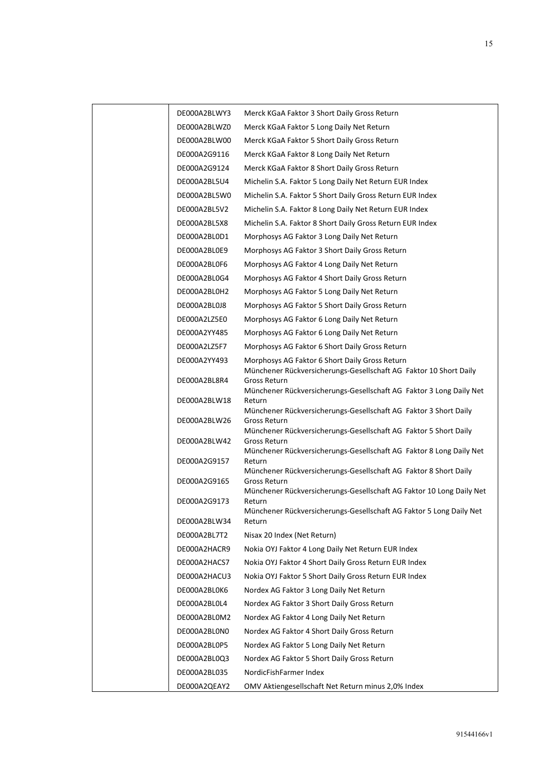| | | |
|---|---|---|
| | DE000A2BLWY3 | Merck KGaA Faktor 3 Short Daily Gross Return |
| | DE000A2BLWZ0 | Merck KGaA Faktor 5 Long Daily Net Return |
| | DE000A2BLW00 | Merck KGaA Faktor 5 Short Daily Gross Return |
| | DE000A2G9116 | Merck KGaA Faktor 8 Long Daily Net Return |
| | DE000A2G9124 | Merck KGaA Faktor 8 Short Daily Gross Return |
| | DE000A2BL5U4 | Michelin S.A. Faktor 5 Long Daily Net Return EUR Index |
| | DE000A2BL5W0 | Michelin S.A. Faktor 5 Short Daily Gross Return EUR Index |
| | DE000A2BL5V2 | Michelin S.A. Faktor 8 Long Daily Net Return EUR Index |
| | DE000A2BL5X8 | Michelin S.A. Faktor 8 Short Daily Gross Return EUR Index |
| | DE000A2BL0D1 | Morphosys AG Faktor 3 Long Daily Net Return |
| | DE000A2BL0E9 | Morphosys AG Faktor 3 Short Daily Gross Return |
| | DE000A2BL0F6 | Morphosys AG Faktor 4 Long Daily Net Return |
| | DE000A2BL0G4 | Morphosys AG Faktor 4 Short Daily Gross Return |
| | DE000A2BL0H2 | Morphosys AG Faktor 5 Long Daily Net Return |
| | DE000A2BL0J8 | Morphosys AG Faktor 5 Short Daily Gross Return |
| | DE000A2LZ5E0 | Morphosys AG Faktor 6 Long Daily Net Return |
| | DE000A2YY485 | Morphosys AG Faktor 6 Long Daily Net Return |
| | DE000A2LZ5F7 | Morphosys AG Faktor 6 Short Daily Gross Return |
| | DE000A2YY493 | Morphosys AG Faktor 6 Short Daily Gross Return |
| | DE000A2BL8R4 | Münchener Rückversicherungs-Gesellschaft AG Faktor 10 Short Daily Gross Return |
| | DE000A2BLW18 | Münchener Rückversicherungs-Gesellschaft AG Faktor 3 Long Daily Net Return |
| | DE000A2BLW26 | Münchener Rückversicherungs-Gesellschaft AG Faktor 3 Short Daily Gross Return |
| | DE000A2BLW42 | Münchener Rückversicherungs-Gesellschaft AG Faktor 5 Short Daily Gross Return |
| | DE000A2G9157 | Münchener Rückversicherungs-Gesellschaft AG Faktor 8 Long Daily Net Return |
| | DE000A2G9165 | Münchener Rückversicherungs-Gesellschaft AG Faktor 8 Short Daily Gross Return |
| | DE000A2G9173 | Münchener Rückversicherungs-Gesellschaft AG Faktor 10 Long Daily Net Return |
| | DE000A2BLW34 | Münchener Rückversicherungs-Gesellschaft AG Faktor 5 Long Daily Net Return |
| | DE000A2BL7T2 | Nisax 20 Index (Net Return) |
| | DE000A2HACR9 | Nokia OYJ Faktor 4 Long Daily Net Return EUR Index |
| | DE000A2HACS7 | Nokia OYJ Faktor 4 Short Daily Gross Return EUR Index |
| | DE000A2HACU3 | Nokia OYJ Faktor 5 Short Daily Gross Return EUR Index |
| | DE000A2BL0K6 | Nordex AG Faktor 3 Long Daily Net Return |
| | DE000A2BL0L4 | Nordex AG Faktor 3 Short Daily Gross Return |
| | DE000A2BL0M2 | Nordex AG Faktor 4 Long Daily Net Return |
| | DE000A2BL0N0 | Nordex AG Faktor 4 Short Daily Gross Return |
| | DE000A2BL0P5 | Nordex AG Faktor 5 Long Daily Net Return |
| | DE000A2BL0Q3 | Nordex AG Faktor 5 Short Daily Gross Return |
| | DE000A2BL035 | NordicFishFarmer Index |
| | DE000A2QEAY2 | OMV Aktiengesellschaft Net Return minus 2,0% Index |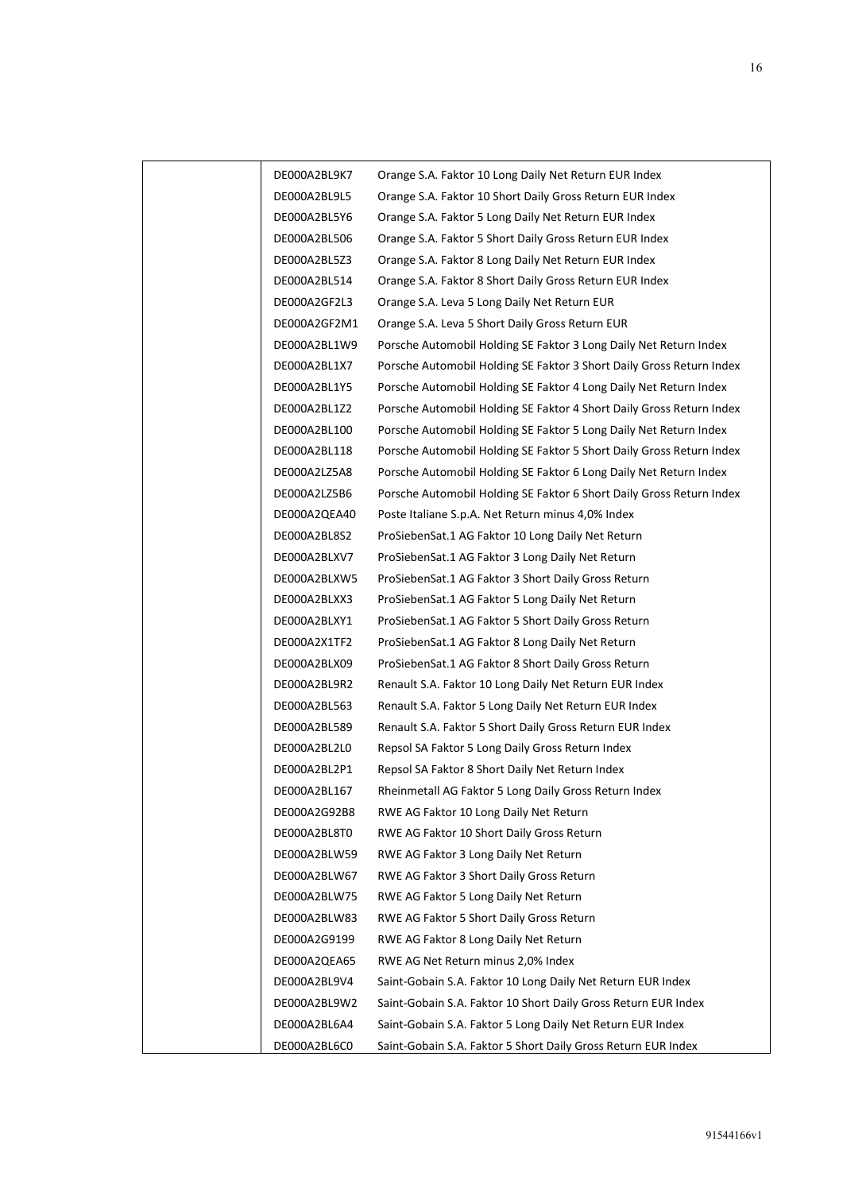| | | |
|---|---|---|
| | DE000A2BL9K7 | Orange S.A. Faktor 10 Long Daily Net Return EUR Index |
| | DE000A2BL9L5 | Orange S.A. Faktor 10 Short Daily Gross Return EUR Index |
| | DE000A2BL5Y6 | Orange S.A. Faktor 5 Long Daily Net Return EUR Index |
| | DE000A2BL506 | Orange S.A. Faktor 5 Short Daily Gross Return EUR Index |
| | DE000A2BL5Z3 | Orange S.A. Faktor 8 Long Daily Net Return EUR Index |
| | DE000A2BL514 | Orange S.A. Faktor 8 Short Daily Gross Return EUR Index |
| | DE000A2GF2L3 | Orange S.A. Leva 5 Long Daily Net Return EUR |
| | DE000A2GF2M1 | Orange S.A. Leva 5 Short Daily Gross Return EUR |
| | DE000A2BL1W9 | Porsche Automobil Holding SE Faktor 3 Long Daily Net Return Index |
| | DE000A2BL1X7 | Porsche Automobil Holding SE Faktor 3 Short Daily Gross Return Index |
| | DE000A2BL1Y5 | Porsche Automobil Holding SE Faktor 4 Long Daily Net Return Index |
| | DE000A2BL1Z2 | Porsche Automobil Holding SE Faktor 4 Short Daily Gross Return Index |
| | DE000A2BL100 | Porsche Automobil Holding SE Faktor 5 Long Daily Net Return Index |
| | DE000A2BL118 | Porsche Automobil Holding SE Faktor 5 Short Daily Gross Return Index |
| | DE000A2LZ5A8 | Porsche Automobil Holding SE Faktor 6 Long Daily Net Return Index |
| | DE000A2LZ5B6 | Porsche Automobil Holding SE Faktor 6 Short Daily Gross Return Index |
| | DE000A2QEA40 | Poste Italiane S.p.A. Net Return minus 4,0% Index |
| | DE000A2BL8S2 | ProSiebenSat.1 AG Faktor 10 Long Daily Net Return |
| | DE000A2BLXV7 | ProSiebenSat.1 AG Faktor 3 Long Daily Net Return |
| | DE000A2BLXW5 | ProSiebenSat.1 AG Faktor 3 Short Daily Gross Return |
| | DE000A2BLXX3 | ProSiebenSat.1 AG Faktor 5 Long Daily Net Return |
| | DE000A2BLXY1 | ProSiebenSat.1 AG Faktor 5 Short Daily Gross Return |
| | DE000A2X1TF2 | ProSiebenSat.1 AG Faktor 8 Long Daily Net Return |
| | DE000A2BLX09 | ProSiebenSat.1 AG Faktor 8 Short Daily Gross Return |
| | DE000A2BL9R2 | Renault S.A. Faktor 10 Long Daily Net Return EUR Index |
| | DE000A2BL563 | Renault S.A. Faktor 5 Long Daily Net Return EUR Index |
| | DE000A2BL589 | Renault S.A. Faktor 5 Short Daily Gross Return EUR Index |
| | DE000A2BL2L0 | Repsol SA Faktor 5 Long Daily Gross Return Index |
| | DE000A2BL2P1 | Repsol SA Faktor 8 Short Daily Net Return Index |
| | DE000A2BL167 | Rheinmetall AG Faktor 5 Long Daily Gross Return Index |
| | DE000A2G92B8 | RWE AG Faktor 10 Long Daily Net Return |
| | DE000A2BL8T0 | RWE AG Faktor 10 Short Daily Gross Return |
| | DE000A2BLW59 | RWE AG Faktor 3 Long Daily Net Return |
| | DE000A2BLW67 | RWE AG Faktor 3 Short Daily Gross Return |
| | DE000A2BLW75 | RWE AG Faktor 5 Long Daily Net Return |
| | DE000A2BLW83 | RWE AG Faktor 5 Short Daily Gross Return |
| | DE000A2G9199 | RWE AG Faktor 8 Long Daily Net Return |
| | DE000A2QEA65 | RWE AG Net Return minus 2,0% Index |
| | DE000A2BL9V4 | Saint-Gobain S.A. Faktor 10 Long Daily Net Return EUR Index |
| | DE000A2BL9W2 | Saint-Gobain S.A. Faktor 10 Short Daily Gross Return EUR Index |
| | DE000A2BL6A4 | Saint-Gobain S.A. Faktor 5 Long Daily Net Return EUR Index |
| | DE000A2BL6C0 | Saint-Gobain S.A. Faktor 5 Short Daily Gross Return EUR Index |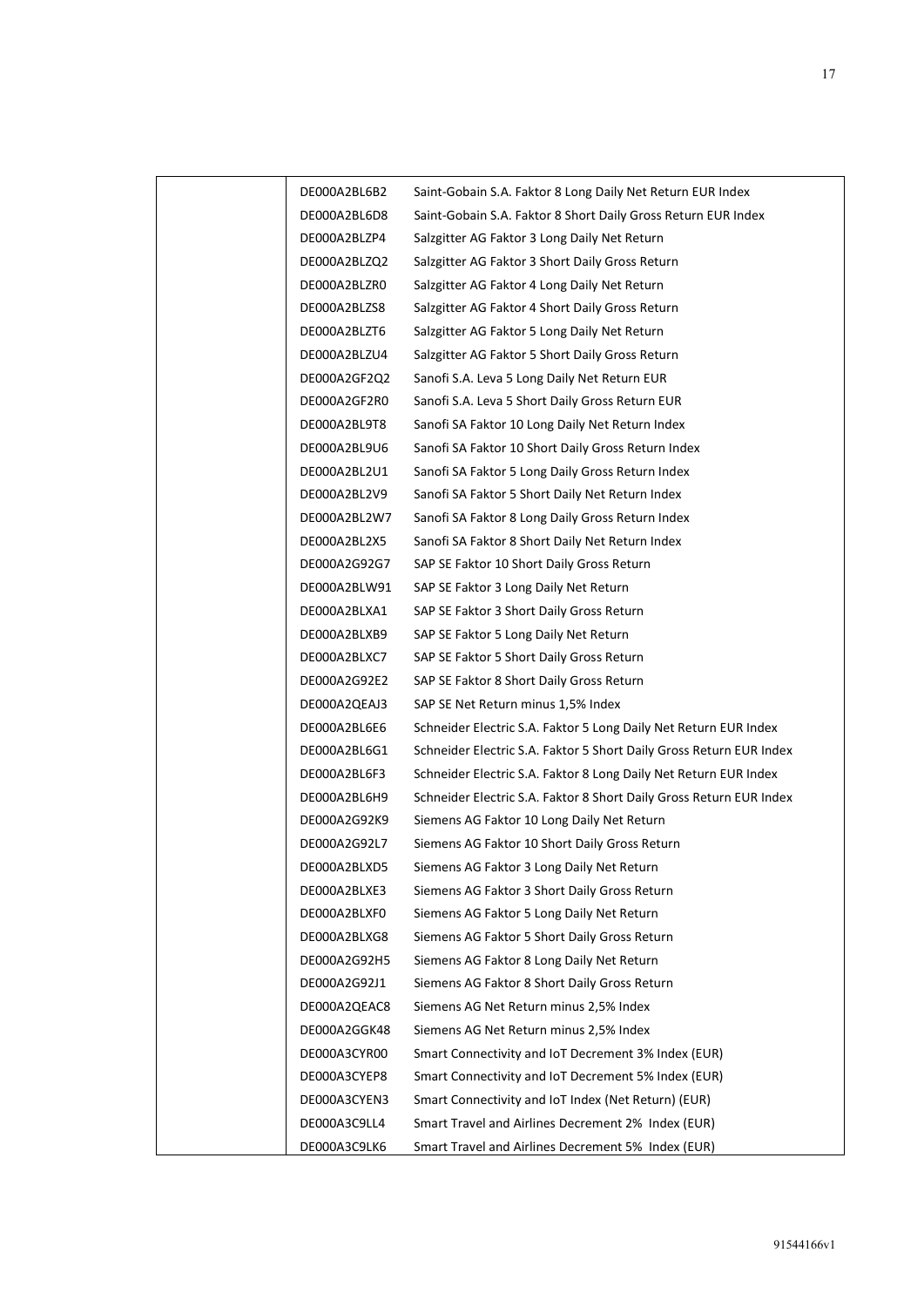| | | |
|---|---|---|
| | DE000A2BL6B2 | Saint-Gobain S.A. Faktor 8 Long Daily Net Return EUR Index |
| | DE000A2BL6D8 | Saint-Gobain S.A. Faktor 8 Short Daily Gross Return EUR Index |
| | DE000A2BLZP4 | Salzgitter AG Faktor 3 Long Daily Net Return |
| | DE000A2BLZQ2 | Salzgitter AG Faktor 3 Short Daily Gross Return |
| | DE000A2BLZR0 | Salzgitter AG Faktor 4 Long Daily Net Return |
| | DE000A2BLZS8 | Salzgitter AG Faktor 4 Short Daily Gross Return |
| | DE000A2BLZT6 | Salzgitter AG Faktor 5 Long Daily Net Return |
| | DE000A2BLZU4 | Salzgitter AG Faktor 5 Short Daily Gross Return |
| | DE000A2GF2Q2 | Sanofi S.A. Leva 5 Long Daily Net Return EUR |
| | DE000A2GF2R0 | Sanofi S.A. Leva 5 Short Daily Gross Return EUR |
| | DE000A2BL9T8 | Sanofi SA Faktor 10 Long Daily Net Return Index |
| | DE000A2BL9U6 | Sanofi SA Faktor 10 Short Daily Gross Return Index |
| | DE000A2BL2U1 | Sanofi SA Faktor 5 Long Daily Gross Return Index |
| | DE000A2BL2V9 | Sanofi SA Faktor 5 Short Daily Net Return Index |
| | DE000A2BL2W7 | Sanofi SA Faktor 8 Long Daily Gross Return Index |
| | DE000A2BL2X5 | Sanofi SA Faktor 8 Short Daily Net Return Index |
| | DE000A2G92G7 | SAP SE Faktor 10 Short Daily Gross Return |
| | DE000A2BLW91 | SAP SE Faktor 3 Long Daily Net Return |
| | DE000A2BLXA1 | SAP SE Faktor 3 Short Daily Gross Return |
| | DE000A2BLXB9 | SAP SE Faktor 5 Long Daily Net Return |
| | DE000A2BLXC7 | SAP SE Faktor 5 Short Daily Gross Return |
| | DE000A2G92E2 | SAP SE Faktor 8 Short Daily Gross Return |
| | DE000A2QEAJ3 | SAP SE Net Return minus 1,5% Index |
| | DE000A2BL6E6 | Schneider Electric S.A. Faktor 5 Long Daily Net Return EUR Index |
| | DE000A2BL6G1 | Schneider Electric S.A. Faktor 5 Short Daily Gross Return EUR Index |
| | DE000A2BL6F3 | Schneider Electric S.A. Faktor 8 Long Daily Net Return EUR Index |
| | DE000A2BL6H9 | Schneider Electric S.A. Faktor 8 Short Daily Gross Return EUR Index |
| | DE000A2G92K9 | Siemens AG Faktor 10 Long Daily Net Return |
| | DE000A2G92L7 | Siemens AG Faktor 10 Short Daily Gross Return |
| | DE000A2BLXD5 | Siemens AG Faktor 3 Long Daily Net Return |
| | DE000A2BLXE3 | Siemens AG Faktor 3 Short Daily Gross Return |
| | DE000A2BLXF0 | Siemens AG Faktor 5 Long Daily Net Return |
| | DE000A2BLXG8 | Siemens AG Faktor 5 Short Daily Gross Return |
| | DE000A2G92H5 | Siemens AG Faktor 8 Long Daily Net Return |
| | DE000A2G92J1 | Siemens AG Faktor 8 Short Daily Gross Return |
| | DE000A2QEAC8 | Siemens AG Net Return minus 2,5% Index |
| | DE000A2GGK48 | Siemens AG Net Return minus 2,5% Index |
| | DE000A3CYR00 | Smart Connectivity and IoT Decrement 3% Index (EUR) |
| | DE000A3CYEP8 | Smart Connectivity and IoT Decrement 5% Index (EUR) |
| | DE000A3CYEN3 | Smart Connectivity and IoT Index (Net Return) (EUR) |
| | DE000A3C9LL4 | Smart Travel and Airlines Decrement 2% Index (EUR) |
| | DE000A3C9LK6 | Smart Travel and Airlines Decrement 5% Index (EUR) |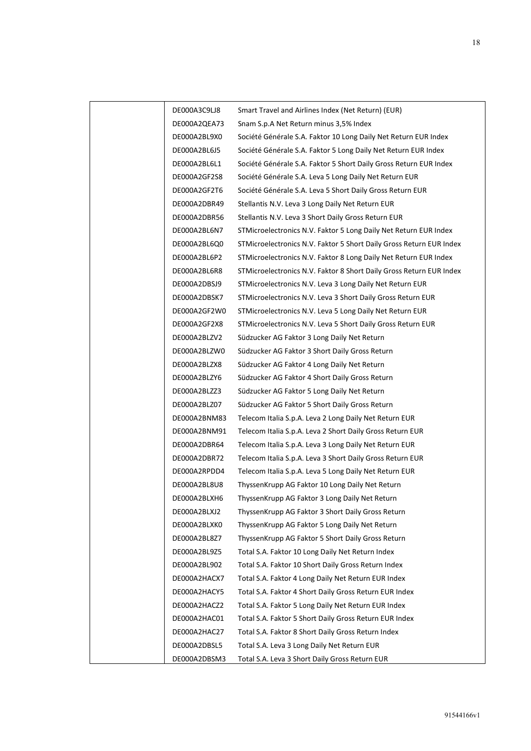|  |  |  |
| --- | --- | --- |
|  | DE000A3C9LJ8 | Smart Travel and Airlines Index (Net Return) (EUR) |
|  | DE000A2QEA73 | Snam S.p.A Net Return minus 3,5% Index |
|  | DE000A2BL9X0 | Société Générale S.A. Faktor 10 Long Daily Net Return EUR Index |
|  | DE000A2BL6J5 | Société Générale S.A. Faktor 5 Long Daily Net Return EUR Index |
|  | DE000A2BL6L1 | Société Générale S.A. Faktor 5 Short Daily Gross Return EUR Index |
|  | DE000A2GF2S8 | Société Générale S.A. Leva 5 Long Daily Net Return EUR |
|  | DE000A2GF2T6 | Société Générale S.A. Leva 5 Short Daily Gross Return EUR |
|  | DE000A2DBR49 | Stellantis N.V. Leva 3 Long Daily Net Return EUR |
|  | DE000A2DBR56 | Stellantis N.V. Leva 3 Short Daily Gross Return EUR |
|  | DE000A2BL6N7 | STMicroelectronics N.V. Faktor 5 Long Daily Net Return EUR Index |
|  | DE000A2BL6Q0 | STMicroelectronics N.V. Faktor 5 Short Daily Gross Return EUR Index |
|  | DE000A2BL6P2 | STMicroelectronics N.V. Faktor 8 Long Daily Net Return EUR Index |
|  | DE000A2BL6R8 | STMicroelectronics N.V. Faktor 8 Short Daily Gross Return EUR Index |
|  | DE000A2DBSJ9 | STMicroelectronics N.V. Leva 3 Long Daily Net Return EUR |
|  | DE000A2DBSK7 | STMicroelectronics N.V. Leva 3 Short Daily Gross Return EUR |
|  | DE000A2GF2W0 | STMicroelectronics N.V. Leva 5 Long Daily Net Return EUR |
|  | DE000A2GF2X8 | STMicroelectronics N.V. Leva 5 Short Daily Gross Return EUR |
|  | DE000A2BLZV2 | Südzucker AG Faktor 3 Long Daily Net Return |
|  | DE000A2BLZW0 | Südzucker AG Faktor 3 Short Daily Gross Return |
|  | DE000A2BLZX8 | Südzucker AG Faktor 4 Long Daily Net Return |
|  | DE000A2BLZY6 | Südzucker AG Faktor 4 Short Daily Gross Return |
|  | DE000A2BLZZ3 | Südzucker AG Faktor 5 Long Daily Net Return |
|  | DE000A2BLZ07 | Südzucker AG Faktor 5 Short Daily Gross Return |
|  | DE000A2BNM83 | Telecom Italia S.p.A. Leva 2 Long Daily Net Return EUR |
|  | DE000A2BNM91 | Telecom Italia S.p.A. Leva 2 Short Daily Gross Return EUR |
|  | DE000A2DBR64 | Telecom Italia S.p.A. Leva 3 Long Daily Net Return EUR |
|  | DE000A2DBR72 | Telecom Italia S.p.A. Leva 3 Short Daily Gross Return EUR |
|  | DE000A2RPDD4 | Telecom Italia S.p.A. Leva 5 Long Daily Net Return EUR |
|  | DE000A2BL8U8 | ThyssenKrupp AG Faktor 10 Long Daily Net Return |
|  | DE000A2BLXH6 | ThyssenKrupp AG Faktor 3 Long Daily Net Return |
|  | DE000A2BLXJ2 | ThyssenKrupp AG Faktor 3 Short Daily Gross Return |
|  | DE000A2BLXK0 | ThyssenKrupp AG Faktor 5 Long Daily Net Return |
|  | DE000A2BL8Z7 | ThyssenKrupp AG Faktor 5 Short Daily Gross Return |
|  | DE000A2BL9Z5 | Total S.A. Faktor 10 Long Daily Net Return Index |
|  | DE000A2BL902 | Total S.A. Faktor 10 Short Daily Gross Return Index |
|  | DE000A2HACX7 | Total S.A. Faktor 4 Long Daily Net Return EUR Index |
|  | DE000A2HACY5 | Total S.A. Faktor 4 Short Daily Gross Return EUR Index |
|  | DE000A2HACZ2 | Total S.A. Faktor 5 Long Daily Net Return EUR Index |
|  | DE000A2HAC01 | Total S.A. Faktor 5 Short Daily Gross Return EUR Index |
|  | DE000A2HAC27 | Total S.A. Faktor 8 Short Daily Gross Return Index |
|  | DE000A2DBSL5 | Total S.A. Leva 3 Long Daily Net Return EUR |
|  | DE000A2DBSM3 | Total S.A. Leva 3 Short Daily Gross Return EUR |

91544166v1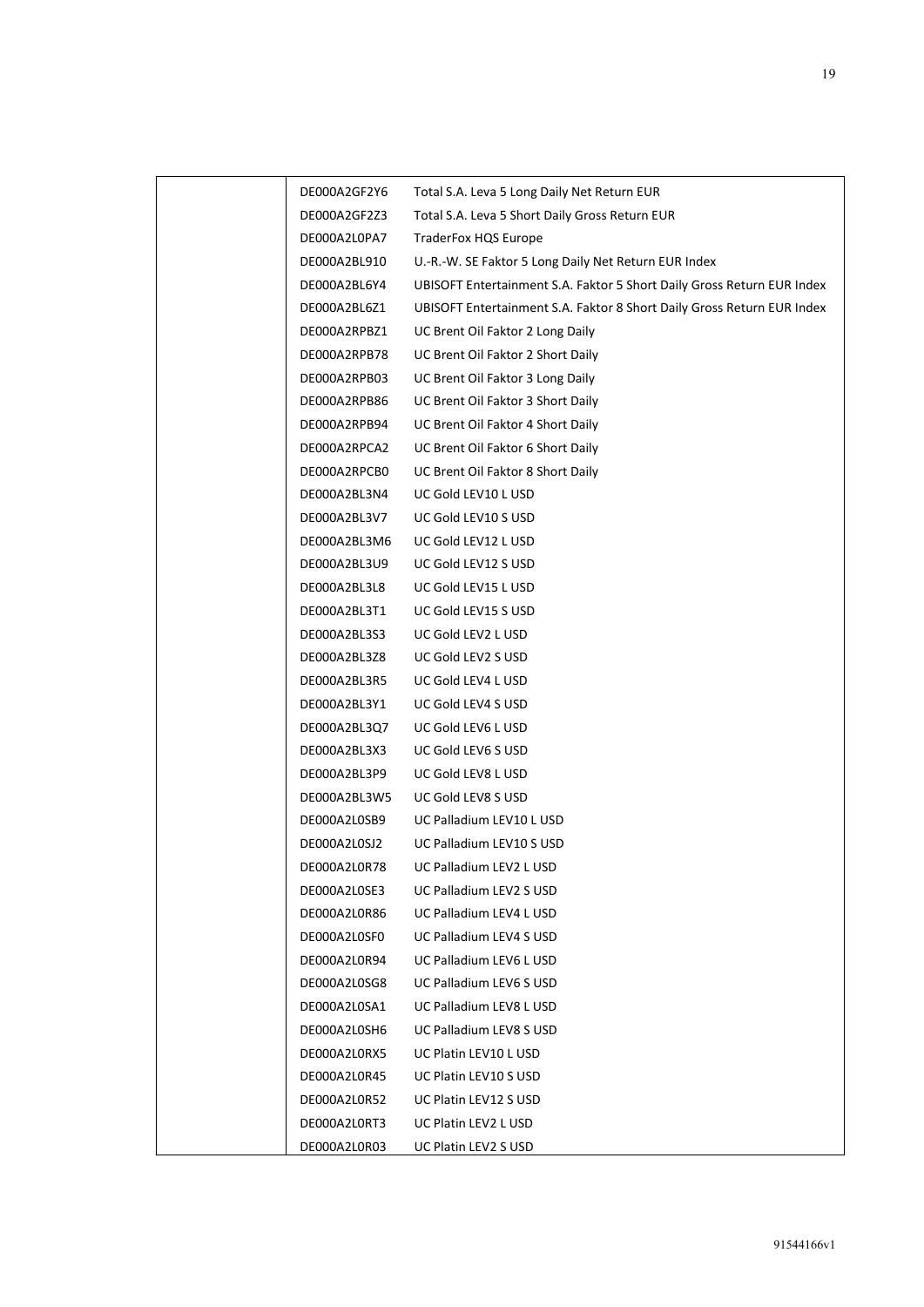| | | |
|---|---|---|
| | DE000A2GF2Y6 | Total S.A. Leva 5 Long Daily Net Return EUR |
| | DE000A2GF2Z3 | Total S.A. Leva 5 Short Daily Gross Return EUR |
| | DE000A2L0PA7 | TraderFox HQS Europe |
| | DE000A2BL910 | U.-R.-W. SE Faktor 5 Long Daily Net Return EUR Index |
| | DE000A2BL6Y4 | UBISOFT Entertainment S.A. Faktor 5 Short Daily Gross Return EUR Index |
| | DE000A2BL6Z1 | UBISOFT Entertainment S.A. Faktor 8 Short Daily Gross Return EUR Index |
| | DE000A2RPBZ1 | UC Brent Oil Faktor 2 Long Daily |
| | DE000A2RPB78 | UC Brent Oil Faktor 2 Short Daily |
| | DE000A2RPB03 | UC Brent Oil Faktor 3 Long Daily |
| | DE000A2RPB86 | UC Brent Oil Faktor 3 Short Daily |
| | DE000A2RPB94 | UC Brent Oil Faktor 4 Short Daily |
| | DE000A2RPCA2 | UC Brent Oil Faktor 6 Short Daily |
| | DE000A2RPCB0 | UC Brent Oil Faktor 8 Short Daily |
| | DE000A2BL3N4 | UC Gold LEV10 L USD |
| | DE000A2BL3V7 | UC Gold LEV10 S USD |
| | DE000A2BL3M6 | UC Gold LEV12 L USD |
| | DE000A2BL3U9 | UC Gold LEV12 S USD |
| | DE000A2BL3L8 | UC Gold LEV15 L USD |
| | DE000A2BL3T1 | UC Gold LEV15 S USD |
| | DE000A2BL3S3 | UC Gold LEV2 L USD |
| | DE000A2BL3Z8 | UC Gold LEV2 S USD |
| | DE000A2BL3R5 | UC Gold LEV4 L USD |
| | DE000A2BL3Y1 | UC Gold LEV4 S USD |
| | DE000A2BL3Q7 | UC Gold LEV6 L USD |
| | DE000A2BL3X3 | UC Gold LEV6 S USD |
| | DE000A2BL3P9 | UC Gold LEV8 L USD |
| | DE000A2BL3W5 | UC Gold LEV8 S USD |
| | DE000A2L0SB9 | UC Palladium LEV10 L USD |
| | DE000A2L0SJ2 | UC Palladium LEV10 S USD |
| | DE000A2L0R78 | UC Palladium LEV2 L USD |
| | DE000A2L0SE3 | UC Palladium LEV2 S USD |
| | DE000A2L0R86 | UC Palladium LEV4 L USD |
| | DE000A2L0SF0 | UC Palladium LEV4 S USD |
| | DE000A2L0R94 | UC Palladium LEV6 L USD |
| | DE000A2L0SG8 | UC Palladium LEV6 S USD |
| | DE000A2L0SA1 | UC Palladium LEV8 L USD |
| | DE000A2L0SH6 | UC Palladium LEV8 S USD |
| | DE000A2L0RX5 | UC Platin LEV10 L USD |
| | DE000A2L0R45 | UC Platin LEV10 S USD |
| | DE000A2L0R52 | UC Platin LEV12 S USD |
| | DE000A2L0RT3 | UC Platin LEV2 L USD |
| | DE000A2L0R03 | UC Platin LEV2 S USD |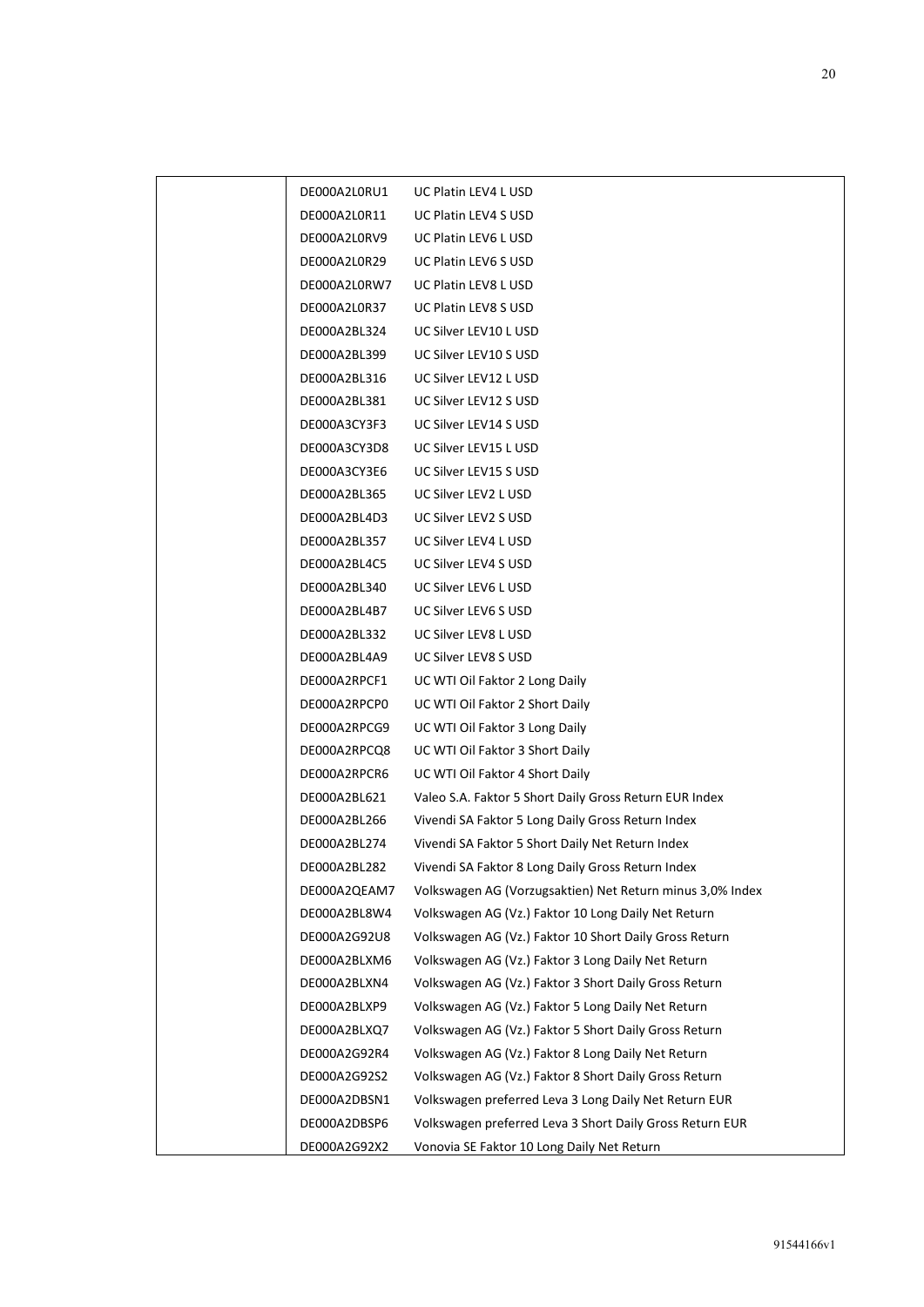|  |  |  |
|---|---|---|
|  | DE000A2L0RU1 | UC Platin LEV4 L USD |
|  | DE000A2L0R11 | UC Platin LEV4 S USD |
|  | DE000A2L0RV9 | UC Platin LEV6 L USD |
|  | DE000A2L0R29 | UC Platin LEV6 S USD |
|  | DE000A2L0RW7 | UC Platin LEV8 L USD |
|  | DE000A2L0R37 | UC Platin LEV8 S USD |
|  | DE000A2BL324 | UC Silver LEV10 L USD |
|  | DE000A2BL399 | UC Silver LEV10 S USD |
|  | DE000A2BL316 | UC Silver LEV12 L USD |
|  | DE000A2BL381 | UC Silver LEV12 S USD |
|  | DE000A3CY3F3 | UC Silver LEV14 S USD |
|  | DE000A3CY3D8 | UC Silver LEV15 L USD |
|  | DE000A3CY3E6 | UC Silver LEV15 S USD |
|  | DE000A2BL365 | UC Silver LEV2 L USD |
|  | DE000A2BL4D3 | UC Silver LEV2 S USD |
|  | DE000A2BL357 | UC Silver LEV4 L USD |
|  | DE000A2BL4C5 | UC Silver LEV4 S USD |
|  | DE000A2BL340 | UC Silver LEV6 L USD |
|  | DE000A2BL4B7 | UC Silver LEV6 S USD |
|  | DE000A2BL332 | UC Silver LEV8 L USD |
|  | DE000A2BL4A9 | UC Silver LEV8 S USD |
|  | DE000A2RPCF1 | UC WTI Oil Faktor 2 Long Daily |
|  | DE000A2RPCP0 | UC WTI Oil Faktor 2 Short Daily |
|  | DE000A2RPCG9 | UC WTI Oil Faktor 3 Long Daily |
|  | DE000A2RPCQ8 | UC WTI Oil Faktor 3 Short Daily |
|  | DE000A2RPCR6 | UC WTI Oil Faktor 4 Short Daily |
|  | DE000A2BL621 | Valeo S.A. Faktor 5 Short Daily Gross Return EUR Index |
|  | DE000A2BL266 | Vivendi SA Faktor 5 Long Daily Gross Return Index |
|  | DE000A2BL274 | Vivendi SA Faktor 5 Short Daily Net Return Index |
|  | DE000A2BL282 | Vivendi SA Faktor 8 Long Daily Gross Return Index |
|  | DE000A2QEAM7 | Volkswagen AG (Vorzugsaktien) Net Return minus 3,0% Index |
|  | DE000A2BL8W4 | Volkswagen AG (Vz.) Faktor 10 Long Daily Net Return |
|  | DE000A2G92U8 | Volkswagen AG (Vz.) Faktor 10 Short Daily Gross Return |
|  | DE000A2BLXM6 | Volkswagen AG (Vz.) Faktor 3 Long Daily Net Return |
|  | DE000A2BLXN4 | Volkswagen AG (Vz.) Faktor 3 Short Daily Gross Return |
|  | DE000A2BLXP9 | Volkswagen AG (Vz.) Faktor 5 Long Daily Net Return |
|  | DE000A2BLXQ7 | Volkswagen AG (Vz.) Faktor 5 Short Daily Gross Return |
|  | DE000A2G92R4 | Volkswagen AG (Vz.) Faktor 8 Long Daily Net Return |
|  | DE000A2G92S2 | Volkswagen AG (Vz.) Faktor 8 Short Daily Gross Return |
|  | DE000A2DBSN1 | Volkswagen preferred Leva 3 Long Daily Net Return EUR |
|  | DE000A2DBSP6 | Volkswagen preferred Leva 3 Short Daily Gross Return EUR |
|  | DE000A2G92X2 | Vonovia SE Faktor 10 Long Daily Net Return |

91544166v1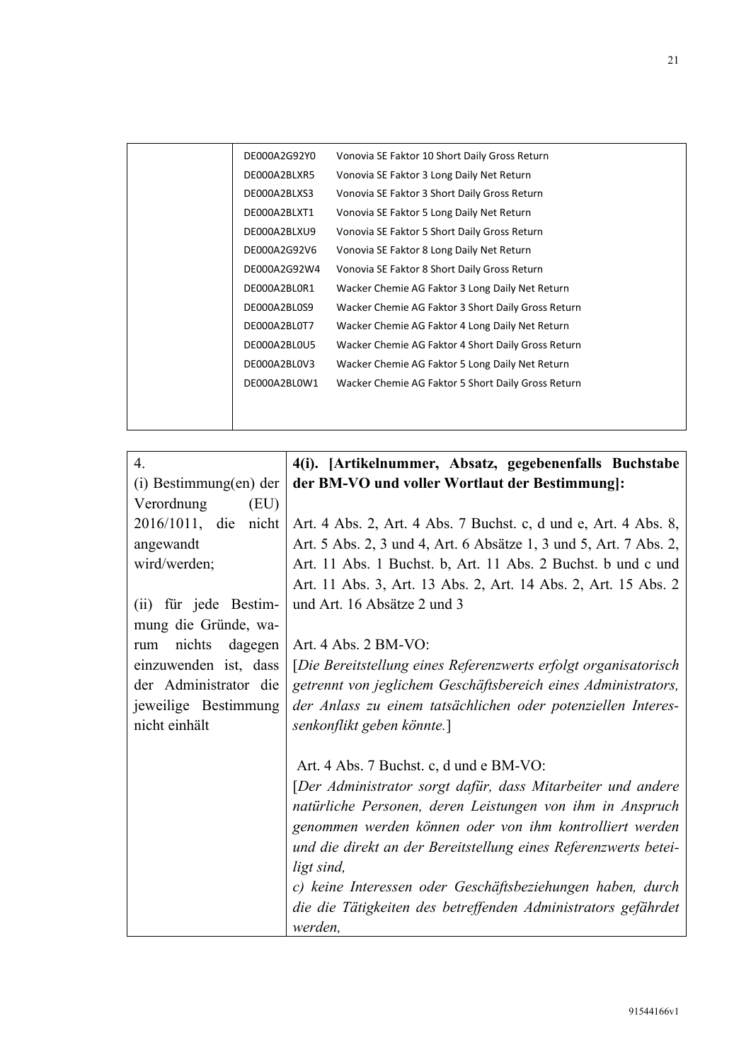| | |
|---|---|
| DE000A2G92Y0 | Vonovia SE Faktor 10 Short Daily Gross Return |
| DE000A2BLXR5 | Vonovia SE Faktor 3 Long Daily Net Return |
| DE000A2BLXS3 | Vonovia SE Faktor 3 Short Daily Gross Return |
| DE000A2BLXT1 | Vonovia SE Faktor 5 Long Daily Net Return |
| DE000A2BLXU9 | Vonovia SE Faktor 5 Short Daily Gross Return |
| DE000A2G92V6 | Vonovia SE Faktor 8 Long Daily Net Return |
| DE000A2G92W4 | Vonovia SE Faktor 8 Short Daily Gross Return |
| DE000A2BL0R1 | Wacker Chemie AG Faktor 3 Long Daily Net Return |
| DE000A2BL0S9 | Wacker Chemie AG Faktor 3 Short Daily Gross Return |
| DE000A2BL0T7 | Wacker Chemie AG Faktor 4 Long Daily Net Return |
| DE000A2BL0U5 | Wacker Chemie AG Faktor 4 Short Daily Gross Return |
| DE000A2BL0V3 | Wacker Chemie AG Faktor 5 Long Daily Net Return |
| DE000A2BL0W1 | Wacker Chemie AG Faktor 5 Short Daily Gross Return |

| | |
|---|---|
| 4.<br>(i) Bestimmung(en) der Verordnung (EU) 2016/1011, die nicht angewandt wird/werden;<br><br>(ii) für jede Bestimmung die Gründe, warum nichts dagegen einzuwenden ist, dass der Administrator die jeweilige Bestimmung nicht einhält | **4(i). [Artikelnummer, Absatz, gegebenenfalls Buchstabe der BM-VO und voller Wortlaut der Bestimmung]:**<br><br>Art. 4 Abs. 2, Art. 4 Abs. 7 Buchst. c, d und e, Art. 4 Abs. 8, Art. 5 Abs. 2, 3 und 4, Art. 6 Absätze 1, 3 und 5, Art. 7 Abs. 2, Art. 11 Abs. 1 Buchst. b, Art. 11 Abs. 2 Buchst. b und c und Art. 11 Abs. 3, Art. 13 Abs. 2, Art. 14 Abs. 2, Art. 15 Abs. 2 und Art. 16 Absätze 2 und 3<br><br>Art. 4 Abs. 2 BM-VO:<br>[*Die Bereitstellung eines Referenzwerts erfolgt organisatorisch getrennt von jeglichem Geschäftsbereich eines Administrators, der Anlass zu einem tatsächlichen oder potenziellen Interessenkonflikt geben könnte.*]<br><br>Art. 4 Abs. 7 Buchst. c, d und e BM-VO:<br>[*Der Administrator sorgt dafür, dass Mitarbeiter und andere natürliche Personen, deren Leistungen von ihm in Anspruch genommen werden können oder von ihm kontrolliert werden und die direkt an der Bereitstellung eines Referenzwerts beteiligt sind,*<br>*c) keine Interessen oder Geschäftsbeziehungen haben, durch die die Tätigkeiten des betreffenden Administrators gefährdet werden,* |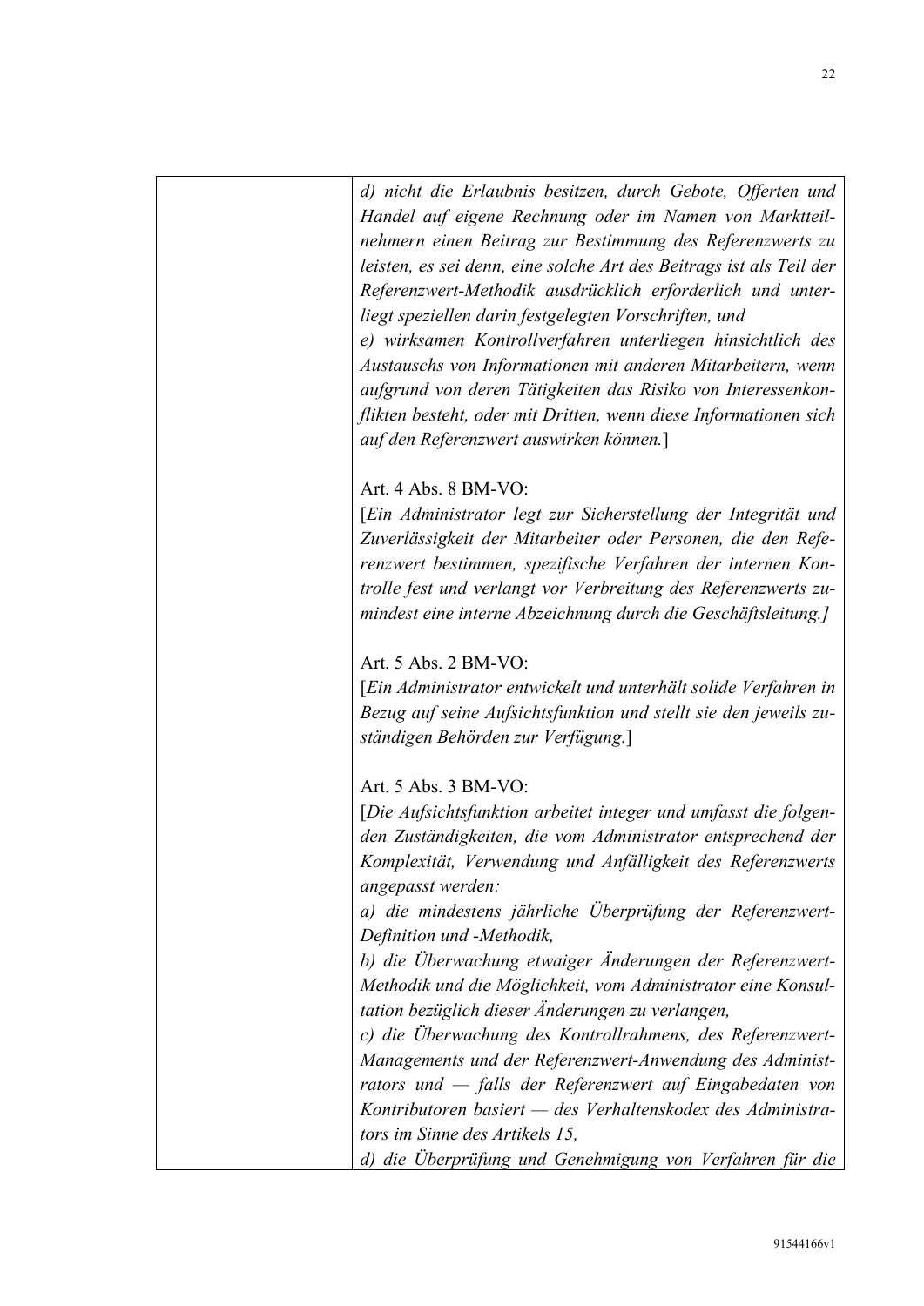| | |
|---|---|
| | *d) nicht die Erlaubnis besitzen, durch Gebote, Offerten und Handel auf eigene Rechnung oder im Namen von Marktteilnehmern einen Beitrag zur Bestimmung des Referenzwerts zu leisten, es sei denn, eine solche Art des Beitrags ist als Teil der Referenzwert-Methodik ausdrücklich erforderlich und unterliegt speziellen darin festgelegten Vorschriften, und*<br>*e) wirksamen Kontrollverfahren unterliegen hinsichtlich des Austauschs von Informationen mit anderen Mitarbeitern, wenn aufgrund von deren Tätigkeiten das Risiko von Interessenkonflikten besteht, oder mit Dritten, wenn diese Informationen sich auf den Referenzwert auswirken können.*]<br><br>Art. 4 Abs. 8 BM-VO:<br>[*Ein Administrator legt zur Sicherstellung der Integrität und Zuverlässigkeit der Mitarbeiter oder Personen, die den Referenzwert bestimmen, spezifische Verfahren der internen Kontrolle fest und verlangt vor Verbreitung des Referenzwerts zumindest eine interne Abzeichnung durch die Geschäftsleitung.]*<br><br>Art. 5 Abs. 2 BM-VO:<br>[*Ein Administrator entwickelt und unterhält solide Verfahren in Bezug auf seine Aufsichtsfunktion und stellt sie den jeweils zuständigen Behörden zur Verfügung.*]<br><br>Art. 5 Abs. 3 BM-VO:<br>[*Die Aufsichtsfunktion arbeitet integer und umfasst die folgenden Zuständigkeiten, die vom Administrator entsprechend der Komplexität, Verwendung und Anfälligkeit des Referenzwerts angepasst werden:*<br>*a) die mindestens jährliche Überprüfung der Referenzwert-Definition und -Methodik,*<br>*b) die Überwachung etwaiger Änderungen der Referenzwert-Methodik und die Möglichkeit, vom Administrator eine Konsultation bezüglich dieser Änderungen zu verlangen,*<br>*c) die Überwachung des Kontrollrahmens, des Referenzwert-Managements und der Referenzwert-Anwendung des Administrators und — falls der Referenzwert auf Eingabedaten von Kontributoren basiert — des Verhaltenskodex des Administrators im Sinne des Artikels 15,*<br>*d) die Überprüfung und Genehmigung von Verfahren für die* |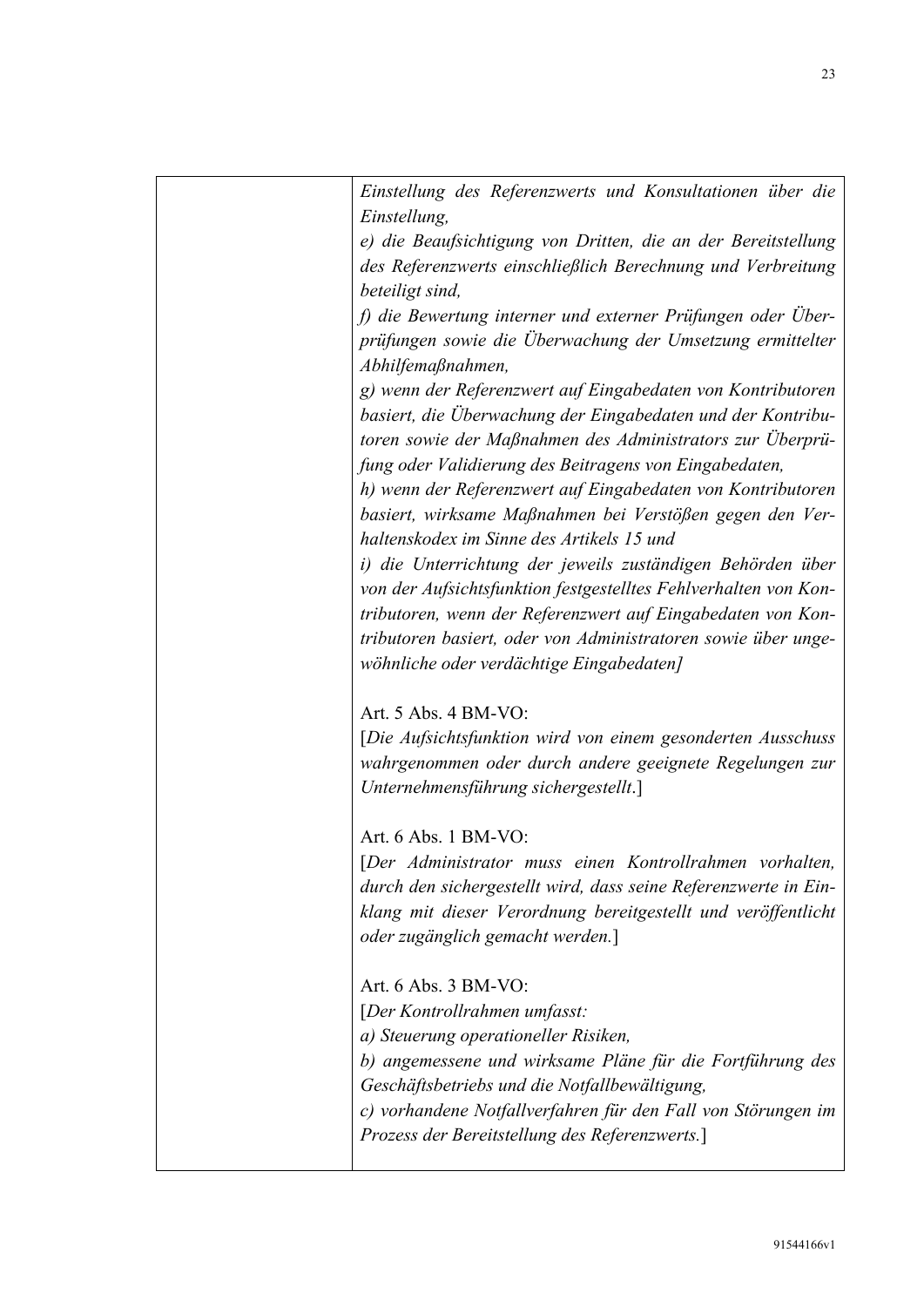|  | *Einstellung des Referenzwerts und Konsultationen über die Einstellung,*<br>*e) die Beaufsichtigung von Dritten, die an der Bereitstellung des Referenzwerts einschließlich Berechnung und Verbreitung beteiligt sind,*<br>*f) die Bewertung interner und externer Prüfungen oder Überprüfungen sowie die Überwachung der Umsetzung ermittelter Abhilfemaßnahmen,*<br>*g) wenn der Referenzwert auf Eingabedaten von Kontributoren basiert, die Überwachung der Eingabedaten und der Kontributoren sowie der Maßnahmen des Administrators zur Überprüfung oder Validierung des Beitragens von Eingabedaten,*<br>*h) wenn der Referenzwert auf Eingabedaten von Kontributoren basiert, wirksame Maßnahmen bei Verstößen gegen den Verhaltenskodex im Sinne des Artikels 15 und*<br>*i) die Unterrichtung der jeweils zuständigen Behörden über von der Aufsichtsfunktion festgestelltes Fehlverhalten von Kontributoren, wenn der Referenzwert auf Eingabedaten von Kontributoren basiert, oder von Administratoren sowie über ungewöhnliche oder verdächtige Eingabedaten]*<br><br>Art. 5 Abs. 4 BM-VO:<br>[*Die Aufsichtsfunktion wird von einem gesonderten Ausschuss wahrgenommen oder durch andere geeignete Regelungen zur Unternehmensführung sichergestellt*.]<br><br>Art. 6 Abs. 1 BM-VO:<br>[*Der Administrator muss einen Kontrollrahmen vorhalten, durch den sichergestellt wird, dass seine Referenzwerte in Einklang mit dieser Verordnung bereitgestellt und veröffentlicht oder zugänglich gemacht werden.*]<br><br>Art. 6 Abs. 3 BM-VO:<br>[*Der Kontrollrahmen umfasst:*<br>*a) Steuerung operationeller Risiken,*<br>*b) angemessene und wirksame Pläne für die Fortführung des Geschäftsbetriebs und die Notfallbewältigung,*<br>*c) vorhandene Notfallverfahren für den Fall von Störungen im Prozess der Bereitstellung des Referenzwerts.*] |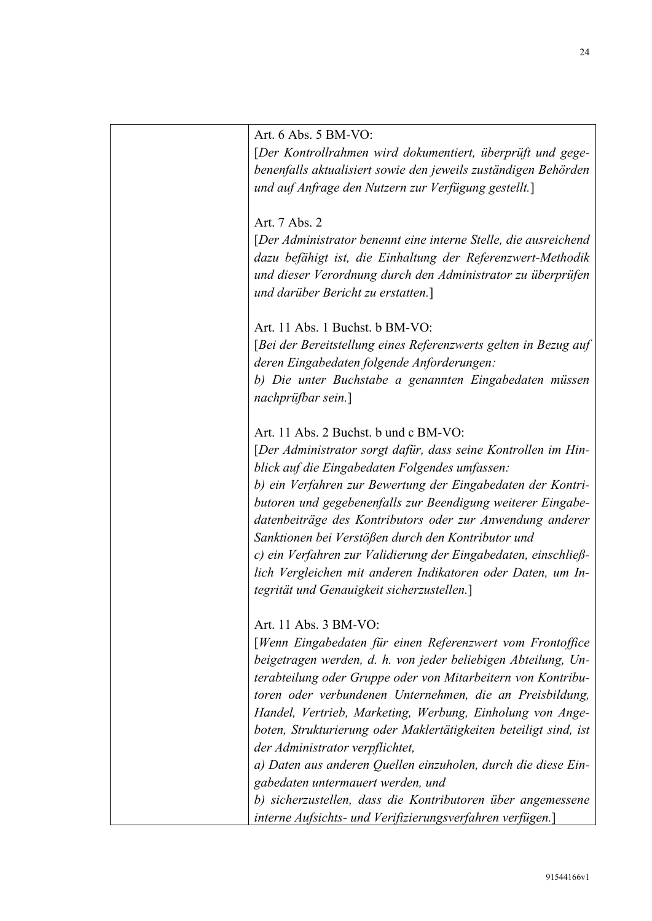| | Art. 6 Abs. 5 BM-VO:<br>[*Der Kontrollrahmen wird dokumentiert, überprüft und gegebenenfalls aktualisiert sowie den jeweils zuständigen Behörden und auf Anfrage den Nutzern zur Verfügung gestellt.*]<br><br>Art. 7 Abs. 2<br>[*Der Administrator benennt eine interne Stelle, die ausreichend dazu befähigt ist, die Einhaltung der Referenzwert-Methodik und dieser Verordnung durch den Administrator zu überprüfen und darüber Bericht zu erstatten.*]<br><br>Art. 11 Abs. 1 Buchst. b BM-VO:<br>[*Bei der Bereitstellung eines Referenzwerts gelten in Bezug auf deren Eingabedaten folgende Anforderungen:*<br>*b) Die unter Buchstabe a genannten Eingabedaten müssen nachprüfbar sein.*]<br><br>Art. 11 Abs. 2 Buchst. b und c BM-VO:<br>[*Der Administrator sorgt dafür, dass seine Kontrollen im Hinblick auf die Eingabedaten Folgendes umfassen:*<br>*b) ein Verfahren zur Bewertung der Eingabedaten der Kontributoren und gegebenenfalls zur Beendigung weiterer Eingabedatenbeiträge des Kontributors oder zur Anwendung anderer Sanktionen bei Verstößen durch den Kontributor und*<br>*c) ein Verfahren zur Validierung der Eingabedaten, einschließlich Vergleichen mit anderen Indikatoren oder Daten, um Integrität und Genauigkeit sicherzustellen.*]<br><br>Art. 11 Abs. 3 BM-VO:<br>[*Wenn Eingabedaten für einen Referenzwert vom Frontoffice beigetragen werden, d. h. von jeder beliebigen Abteilung, Unterabteilung oder Gruppe oder von Mitarbeitern von Kontributoren oder verbundenen Unternehmen, die an Preisbildung, Handel, Vertrieb, Marketing, Werbung, Einholung von Angeboten, Strukturierung oder Maklertätigkeiten beteiligt sind, ist der Administrator verpflichtet,*<br>*a) Daten aus anderen Quellen einzuholen, durch die diese Eingabedaten untermauert werden, und*<br>*b) sicherzustellen, dass die Kontributoren über angemessene interne Aufsichts- und Verifizierungsverfahren verfügen.*] |
|---|---|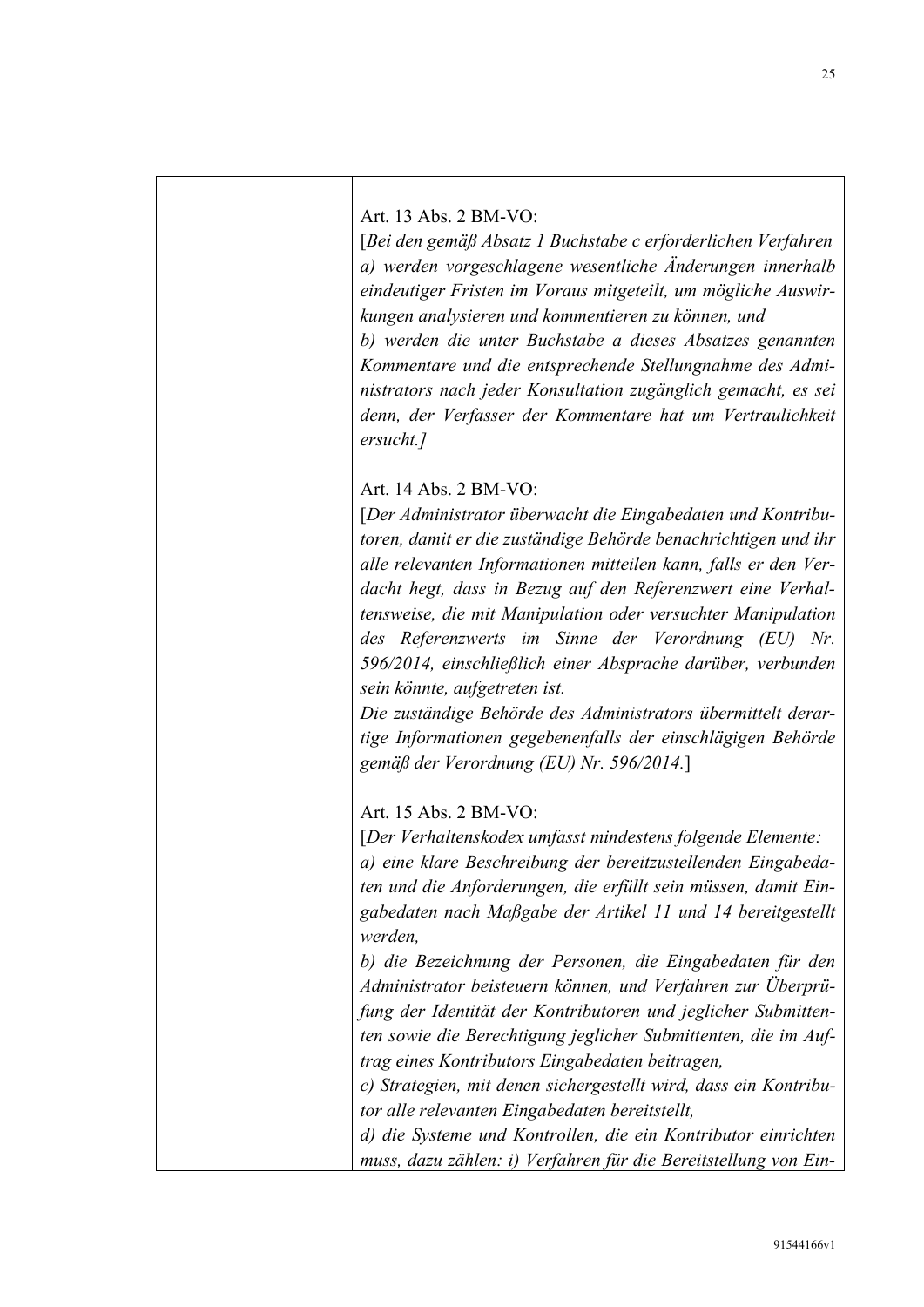| | |
|---|---|
| | Art. 13 Abs. 2 BM-VO:<br>[*Bei den gemäß Absatz 1 Buchstabe c erforderlichen Verfahren a) werden vorgeschlagene wesentliche Änderungen innerhalb eindeutiger Fristen im Voraus mitgeteilt, um mögliche Auswirkungen analysieren und kommentieren zu können, und*<br>*b) werden die unter Buchstabe a dieses Absatzes genannten Kommentare und die entsprechende Stellungnahme des Administrators nach jeder Konsultation zugänglich gemacht, es sei denn, der Verfasser der Kommentare hat um Vertraulichkeit ersucht.]*<br><br>Art. 14 Abs. 2 BM-VO:<br>[*Der Administrator überwacht die Eingabedaten und Kontributoren, damit er die zuständige Behörde benachrichtigen und ihr alle relevanten Informationen mitteilen kann, falls er den Verdacht hegt, dass in Bezug auf den Referenzwert eine Verhaltensweise, die mit Manipulation oder versuchter Manipulation des Referenzwerts im Sinne der Verordnung (EU) Nr. 596/2014, einschließlich einer Absprache darüber, verbunden sein könnte, aufgetreten ist.*<br>*Die zuständige Behörde des Administrators übermittelt derartige Informationen gegebenenfalls der einschlägigen Behörde gemäß der Verordnung (EU) Nr. 596/2014.*]<br><br>Art. 15 Abs. 2 BM-VO:<br>[*Der Verhaltenskodex umfasst mindestens folgende Elemente:*<br>*a) eine klare Beschreibung der bereitzustellenden Eingabedaten und die Anforderungen, die erfüllt sein müssen, damit Eingabedaten nach Maßgabe der Artikel 11 und 14 bereitgestellt werden,*<br>*b) die Bezeichnung der Personen, die Eingabedaten für den Administrator beisteuern können, und Verfahren zur Überprüfung der Identität der Kontributoren und jeglicher Submittenten sowie die Berechtigung jeglicher Submittenten, die im Auftrag eines Kontributors Eingabedaten beitragen,*<br>*c) Strategien, mit denen sichergestellt wird, dass ein Kontributor alle relevanten Eingabedaten bereitstellt,*<br>*d) die Systeme und Kontrollen, die ein Kontributor einrichten muss, dazu zählen: i) Verfahren für die Bereitstellung von Ein-* |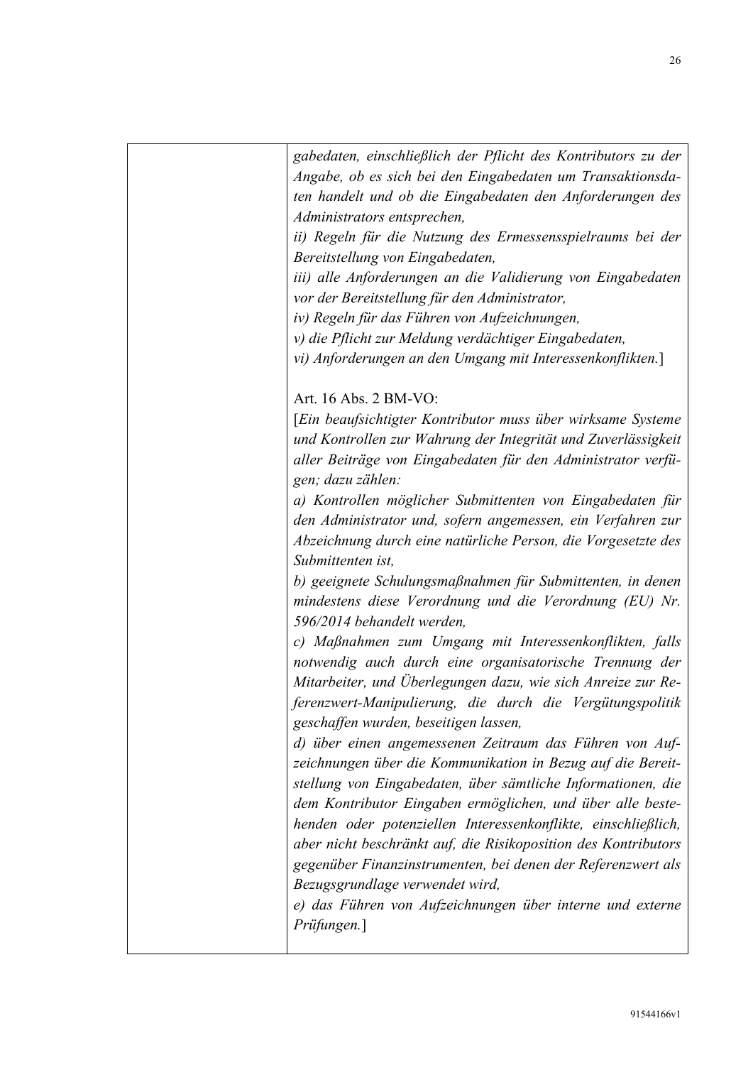| | *gabedaten, einschließlich der Pflicht des Kontributors zu der Angabe, ob es sich bei den Eingabedaten um Transaktionsdaten handelt und ob die Eingabedaten den Anforderungen des Administrators entsprechen,*<br>*ii) Regeln für die Nutzung des Ermessensspielraums bei der Bereitstellung von Eingabedaten,*<br>*iii) alle Anforderungen an die Validierung von Eingabedaten vor der Bereitstellung für den Administrator,*<br>*iv) Regeln für das Führen von Aufzeichnungen,*<br>*v) die Pflicht zur Meldung verdächtiger Eingabedaten,*<br>*vi) Anforderungen an den Umgang mit Interessenkonflikten.*]<br><br>Art. 16 Abs. 2 BM-VO:<br>[*Ein beaufsichtigter Kontributor muss über wirksame Systeme und Kontrollen zur Wahrung der Integrität und Zuverlässigkeit aller Beiträge von Eingabedaten für den Administrator verfügen; dazu zählen:*<br>*a) Kontrollen möglicher Submittenten von Eingabedaten für den Administrator und, sofern angemessen, ein Verfahren zur Abzeichnung durch eine natürliche Person, die Vorgesetzte des Submittenten ist,*<br>*b) geeignete Schulungsmaßnahmen für Submittenten, in denen mindestens diese Verordnung und die Verordnung (EU) Nr. 596/2014 behandelt werden,*<br>*c) Maßnahmen zum Umgang mit Interessenkonflikten, falls notwendig auch durch eine organisatorische Trennung der Mitarbeiter, und Überlegungen dazu, wie sich Anreize zur Referenzwert-Manipulierung, die durch die Vergütungspolitik geschaffen wurden, beseitigen lassen,*<br>*d) über einen angemessenen Zeitraum das Führen von Aufzeichnungen über die Kommunikation in Bezug auf die Bereitstellung von Eingabedaten, über sämtliche Informationen, die dem Kontributor Eingaben ermöglichen, und über alle bestehenden oder potenziellen Interessenkonflikte, einschließlich, aber nicht beschränkt auf, die Risikoposition des Kontributors gegenüber Finanzinstrumenten, bei denen der Referenzwert als Bezugsgrundlage verwendet wird,*<br>*e) das Führen von Aufzeichnungen über interne und externe Prüfungen.*] |
|---|---|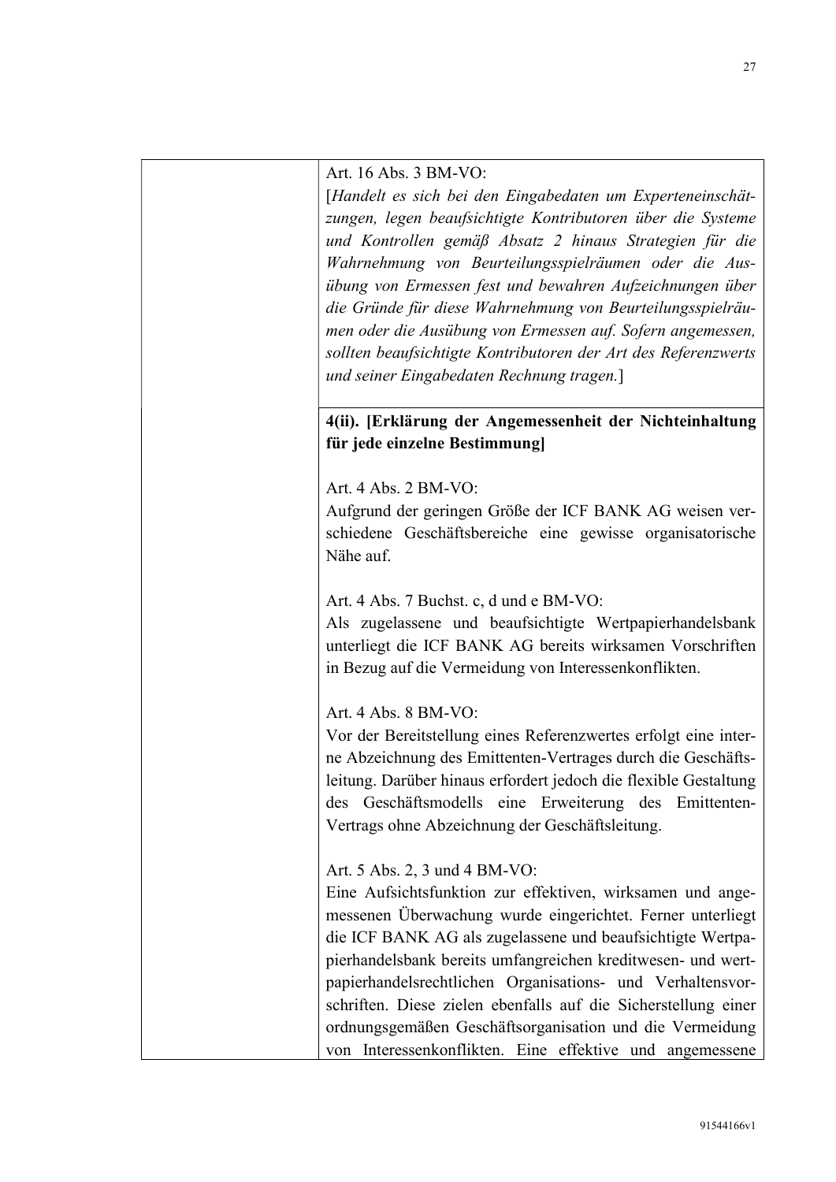| | |
|---|---|
| | Art. 16 Abs. 3 BM-VO:<br>[*Handelt es sich bei den Eingabedaten um Experteneinschätzungen, legen beaufsichtigte Kontributoren über die Systeme und Kontrollen gemäß Absatz 2 hinaus Strategien für die Wahrnehmung von Beurteilungsspielräumen oder die Ausübung von Ermessen fest und bewahren Aufzeichnungen über die Gründe für diese Wahrnehmung von Beurteilungsspielräumen oder die Ausübung von Ermessen auf. Sofern angemessen, sollten beaufsichtigte Kontributoren der Art des Referenzwerts und seiner Eingabedaten Rechnung tragen.*] |
| | **4(ii). [Erklärung der Angemessenheit der Nichteinhaltung für jede einzelne Bestimmung]**<br><br>Art. 4 Abs. 2 BM-VO:<br>Aufgrund der geringen Größe der ICF BANK AG weisen verschiedene Geschäftsbereiche eine gewisse organisatorische Nähe auf.<br><br>Art. 4 Abs. 7 Buchst. c, d und e BM-VO:<br>Als zugelassene und beaufsichtigte Wertpapierhandelsbank unterliegt die ICF BANK AG bereits wirksamen Vorschriften in Bezug auf die Vermeidung von Interessenkonflikten.<br><br>Art. 4 Abs. 8 BM-VO:<br>Vor der Bereitstellung eines Referenzwertes erfolgt eine interne Abzeichnung des Emittenten-Vertrages durch die Geschäftsleitung. Darüber hinaus erfordert jedoch die flexible Gestaltung des Geschäftsmodells eine Erweiterung des Emittenten-Vertrags ohne Abzeichnung der Geschäftsleitung.<br><br>Art. 5 Abs. 2, 3 und 4 BM-VO:<br>Eine Aufsichtsfunktion zur effektiven, wirksamen und angemessenen Überwachung wurde eingerichtet. Ferner unterliegt die ICF BANK AG als zugelassene und beaufsichtigte Wertpapierhandelsbank bereits umfangreichen kreditwesen- und wertpapierhandelsrechtlichen Organisations- und Verhaltensvorschriften. Diese zielen ebenfalls auf die Sicherstellung einer ordnungsgemäßen Geschäftsorganisation und die Vermeidung von Interessenkonflikten. Eine effektive und angemessene |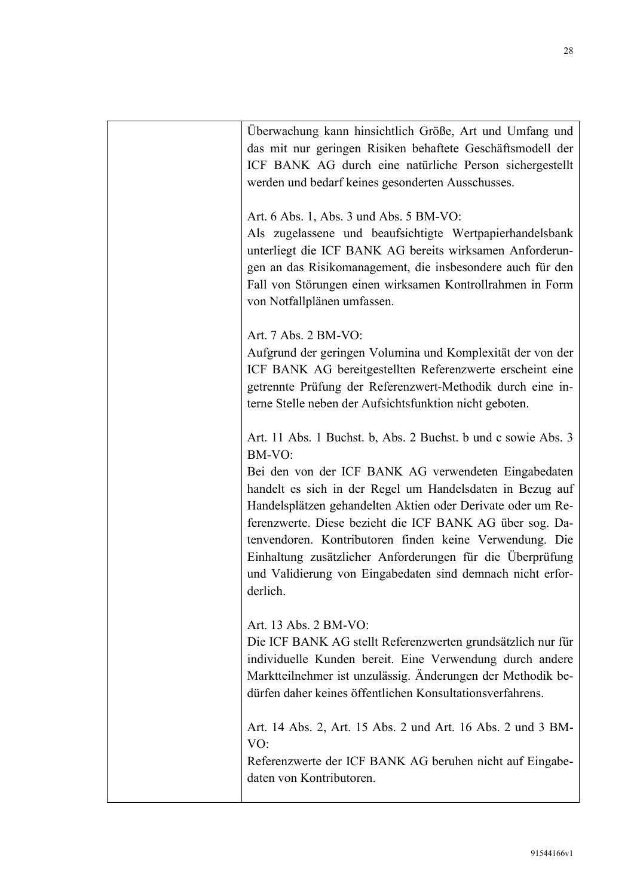| | |
|---|---|
| | Überwachung kann hinsichtlich Größe, Art und Umfang und das mit nur geringen Risiken behaftete Geschäftsmodell der ICF BANK AG durch eine natürliche Person sichergestellt werden und bedarf keines gesonderten Ausschusses.<br><br>Art. 6 Abs. 1, Abs. 3 und Abs. 5 BM-VO:<br>Als zugelassene und beaufsichtigte Wertpapierhandelsbank unterliegt die ICF BANK AG bereits wirksamen Anforderungen an das Risikomanagement, die insbesondere auch für den Fall von Störungen einen wirksamen Kontrollrahmen in Form von Notfallplänen umfassen.<br><br>Art. 7 Abs. 2 BM-VO:<br>Aufgrund der geringen Volumina und Komplexität der von der ICF BANK AG bereitgestellten Referenzwerte erscheint eine getrennte Prüfung der Referenzwert-Methodik durch eine interne Stelle neben der Aufsichtsfunktion nicht geboten.<br><br>Art. 11 Abs. 1 Buchst. b, Abs. 2 Buchst. b und c sowie Abs. 3 BM-VO:<br>Bei den von der ICF BANK AG verwendeten Eingabedaten handelt es sich in der Regel um Handelsdaten in Bezug auf Handelsplätzen gehandelten Aktien oder Derivate oder um Referenzwerte. Diese bezieht die ICF BANK AG über sog. Datenvendoren. Kontributoren finden keine Verwendung. Die Einhaltung zusätzlicher Anforderungen für die Überprüfung und Validierung von Eingabedaten sind demnach nicht erforderlich.<br><br>Art. 13 Abs. 2 BM-VO:<br>Die ICF BANK AG stellt Referenzwerten grundsätzlich nur für individuelle Kunden bereit. Eine Verwendung durch andere Marktteilnehmer ist unzulässig. Änderungen der Methodik bedürfen daher keines öffentlichen Konsultationsverfahrens.<br><br>Art. 14 Abs. 2, Art. 15 Abs. 2 und Art. 16 Abs. 2 und 3 BM-VO:<br>Referenzwerte der ICF BANK AG beruhen nicht auf Eingabedaten von Kontributoren. |

91544166v1